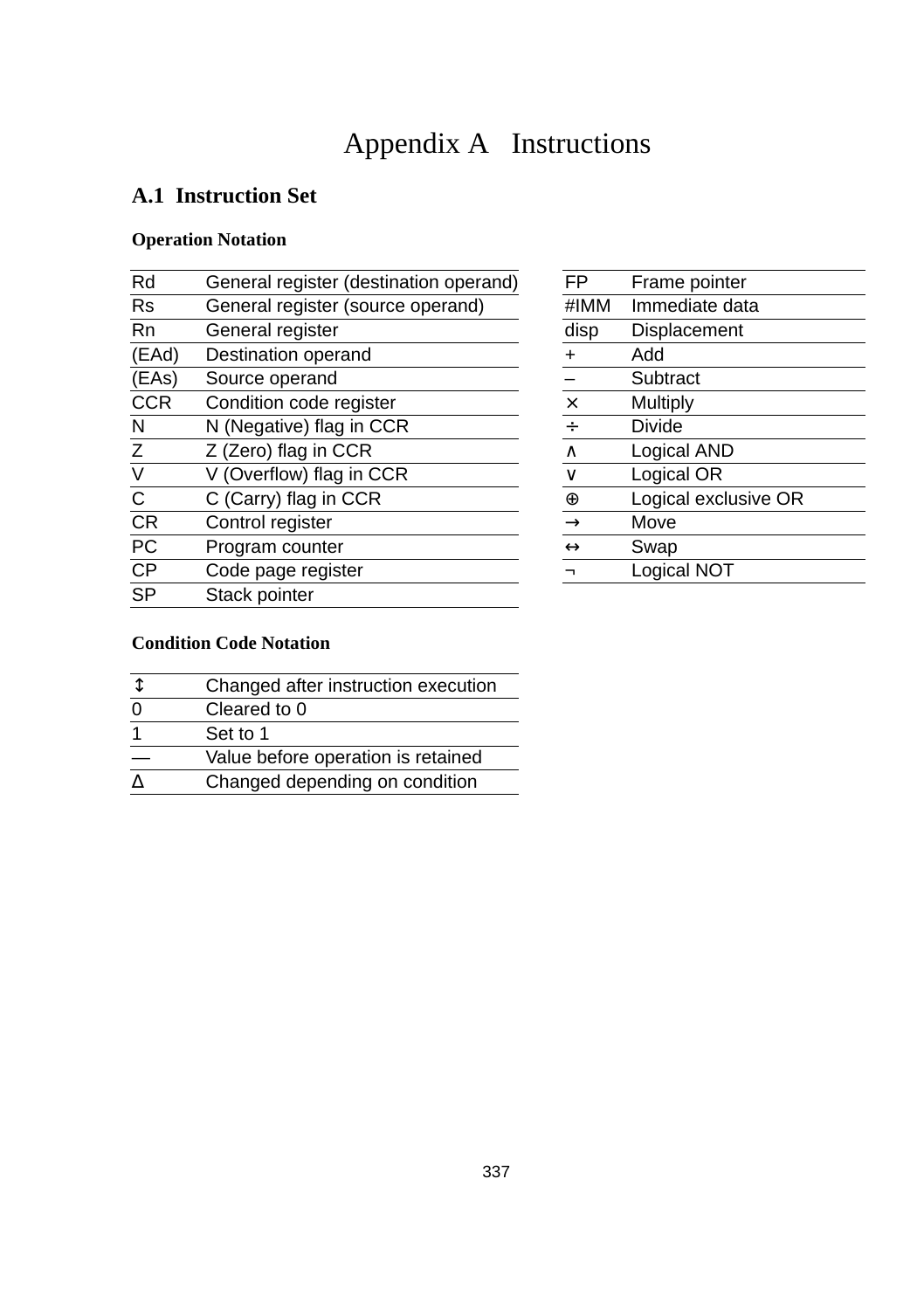# Appendix A Instructions

## A.1 Instruction Set

### Operation Notation

| | |
|---|---|
| Rd | General register (destination operand) |
| Rs | General register (source operand) |
| Rn | General register |
| (EAd) | Destination operand |
| (EAs) | Source operand |
| CCR | Condition code register |
| N | N (Negative) flag in CCR |
| Z | Z (Zero) flag in CCR |
| V | V (Overflow) flag in CCR |
| C | C (Carry) flag in CCR |
| CR | Control register |
| PC | Program counter |
| CP | Code page register |
| SP | Stack pointer |
| FP | Frame pointer |
| #IMM | Immediate data |
| disp | Displacement |
| + | Add |
| – | Subtract |
| × | Multiply |
| ÷ | Divide |
| ∧ | Logical AND |
| ∨ | Logical OR |
| ⊕ | Logical exclusive OR |
| → | Move |
| ↔ | Swap |
| ¬ | Logical NOT |

### Condition Code Notation

| | |
|---|---|
| ↕ | Changed after instruction execution |
| 0 | Cleared to 0 |
| 1 | Set to 1 |
| — | Value before operation is retained |
| Δ | Changed depending on condition |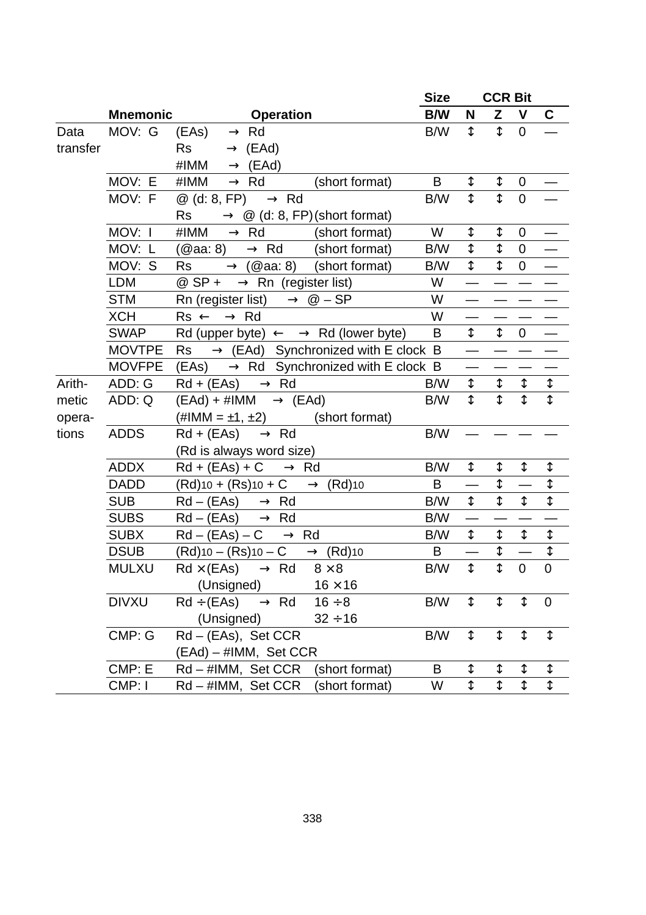| | | | Size | CCR Bit | | | |
|---|---|---|---|---|---|---|---|
| | Mnemonic | Operation | B/W | N | Z | V | C |
| Data transfer | MOV: G | (EAs) → Rd<br>Rs → (EAd)<br>#IMM → (EAd) | B/W | ↕ | ↕ | 0 | — |
| | MOV: E | #IMM → Rd (short format) | B | ↕ | ↕ | 0 | — |
| | MOV: F | @ (d: 8, FP) → Rd<br>Rs → @ (d: 8, FP) (short format) | B/W | ↕ | ↕ | 0 | — |
| | MOV: I | #IMM → Rd (short format) | W | ↕ | ↕ | 0 | — |
| | MOV: L | (@aa: 8) → Rd (short format) | B/W | ↕ | ↕ | 0 | — |
| | MOV: S | Rs → (@aa: 8) (short format) | B/W | ↕ | ↕ | 0 | — |
| | LDM | @ SP + → Rn (register list) | W | — | — | — | — |
| | STM | Rn (register list) → @ – SP | W | — | — | — | — |
| | XCH | Rs ← → Rd | W | — | — | — | — |
| | SWAP | Rd (upper byte) ← → Rd (lower byte) | B | ↕ | ↕ | 0 | — |
| | MOVTPE | Rs → (EAd) Synchronized with E clock | B | — | — | — | — |
| | MOVFPE | (EAs) → Rd Synchronized with E clock | B | — | — | — | — |
| Arith-metic opera-tions | ADD: G | Rd + (EAs) → Rd | B/W | ↕ | ↕ | ↕ | ↕ |
| | ADD: Q | (EAd) + #IMM → (EAd)<br>(#IMM = ±1, ±2) (short format) | B/W | ↕ | ↕ | ↕ | ↕ |
| | ADDS | Rd + (EAs) → Rd<br>(Rd is always word size) | B/W | — | — | — | — |
| | ADDX | Rd + (EAs) + C → Rd | B/W | ↕ | ↕ | ↕ | ↕ |
| | DADD | $(Rd)_{10}$ + $(Rs)_{10}$ + C → $(Rd)_{10}$ | B | — | ↕ | — | ↕ |
| | SUB | Rd – (EAs) → Rd | B/W | ↕ | ↕ | ↕ | ↕ |
| | SUBS | Rd – (EAs) → Rd | B/W | — | — | — | — |
| | SUBX | Rd – (EAs) – C → Rd | B/W | ↕ | ↕ | ↕ | ↕ |
| | DSUB | $(Rd)_{10}$ – $(Rs)_{10}$ – C → $(Rd)_{10}$ | B | — | ↕ | — | ↕ |
| | MULXU | Rd × (EAs) → Rd 8 × 8<br>(Unsigned) 16 × 16 | B/W | ↕ | ↕ | 0 | 0 |
| | DIVXU | Rd ÷ (EAs) → Rd 16 ÷ 8<br>(Unsigned) 32 ÷ 16 | B/W | ↕ | ↕ | ↕ | 0 |
| | CMP: G | Rd – (EAs), Set CCR<br>(EAd) – #IMM, Set CCR | B/W | ↕ | ↕ | ↕ | ↕ |
| | CMP: E | Rd – #IMM, Set CCR (short format) | B | ↕ | ↕ | ↕ | ↕ |
| | CMP: I | Rd – #IMM, Set CCR (short format) | W | ↕ | ↕ | ↕ | ↕ |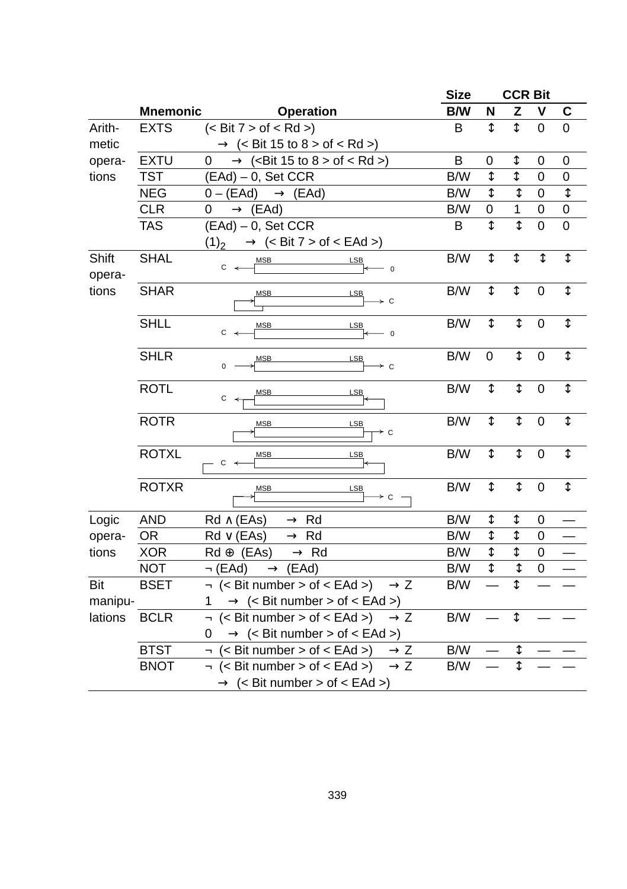| | Mnemonic | Operation | Size B/W | CCR Bit N | Z | V | C |
|---|---|---|---|---|---|---|---|
| Arithmetic operations | EXTS | (< Bit 7 > of < Rd >) → (< Bit 15 to 8 > of < Rd >) | B | ↕ | ↕ | 0 | 0 |
| | EXTU | 0 → (<Bit 15 to 8 > of < Rd >) | B | 0 | ↕ | 0 | 0 |
| | TST | (EAd) – 0, Set CCR | B/W | ↕ | ↕ | 0 | 0 |
| | NEG | 0 – (EAd) → (EAd) | B/W | ↕ | ↕ | 0 | ↕ |
| | CLR | 0 → (EAd) | B/W | 0 | 1 | 0 | 0 |
| | TAS | (EAd) – 0, Set CCR $(1)_2$ → (< Bit 7 > of < EAd >) | B | ↕ | ↕ | 0 | 0 |
| Shift operations | SHAL | C ← [MSB … LSB] ← 0 | B/W | ↕ | ↕ | ↕ | ↕ |
| | SHAR | [MSB … LSB] → C (MSB fed back to MSB) | B/W | ↕ | ↕ | 0 | ↕ |
| | SHLL | C ← [MSB … LSB] ← 0 | B/W | ↕ | ↕ | 0 | ↕ |
| | SHLR | 0 → [MSB … LSB] → C | B/W | 0 | ↕ | 0 | ↕ |
| | ROTL | C ← [MSB … LSB] (MSB fed back to LSB) | B/W | ↕ | ↕ | 0 | ↕ |
| | ROTR | [MSB … LSB] → C (LSB fed back to MSB) | B/W | ↕ | ↕ | 0 | ↕ |
| | ROTXL | C ← [MSB … LSB] (C fed back to LSB) | B/W | ↕ | ↕ | 0 | ↕ |
| | ROTXR | [MSB … LSB] → C (C fed back to MSB) | B/W | ↕ | ↕ | 0 | ↕ |
| Logic operations | AND | Rd ∧ (EAs) → Rd | B/W | ↕ | ↕ | 0 | — |
| | OR | Rd ∨ (EAs) → Rd | B/W | ↕ | ↕ | 0 | — |
| | XOR | Rd ⊕ (EAs) → Rd | B/W | ↕ | ↕ | 0 | — |
| | NOT | ¬ (EAd) → (EAd) | B/W | ↕ | ↕ | 0 | — |
| Bit manipulations | BSET | ¬ (< Bit number > of < EAd >) → Z 1 → (< Bit number > of < EAd >) | B/W | — | ↕ | — | — |
| | BCLR | ¬ (< Bit number > of < EAd >) → Z 0 → (< Bit number > of < EAd >) | B/W | — | ↕ | — | — |
| | BTST | ¬ (< Bit number > of < EAd >) → Z | B/W | — | ↕ | — | — |
| | BNOT | ¬ (< Bit number > of < EAd >) → Z → (< Bit number > of < EAd >) | B/W | — | ↕ | — | — |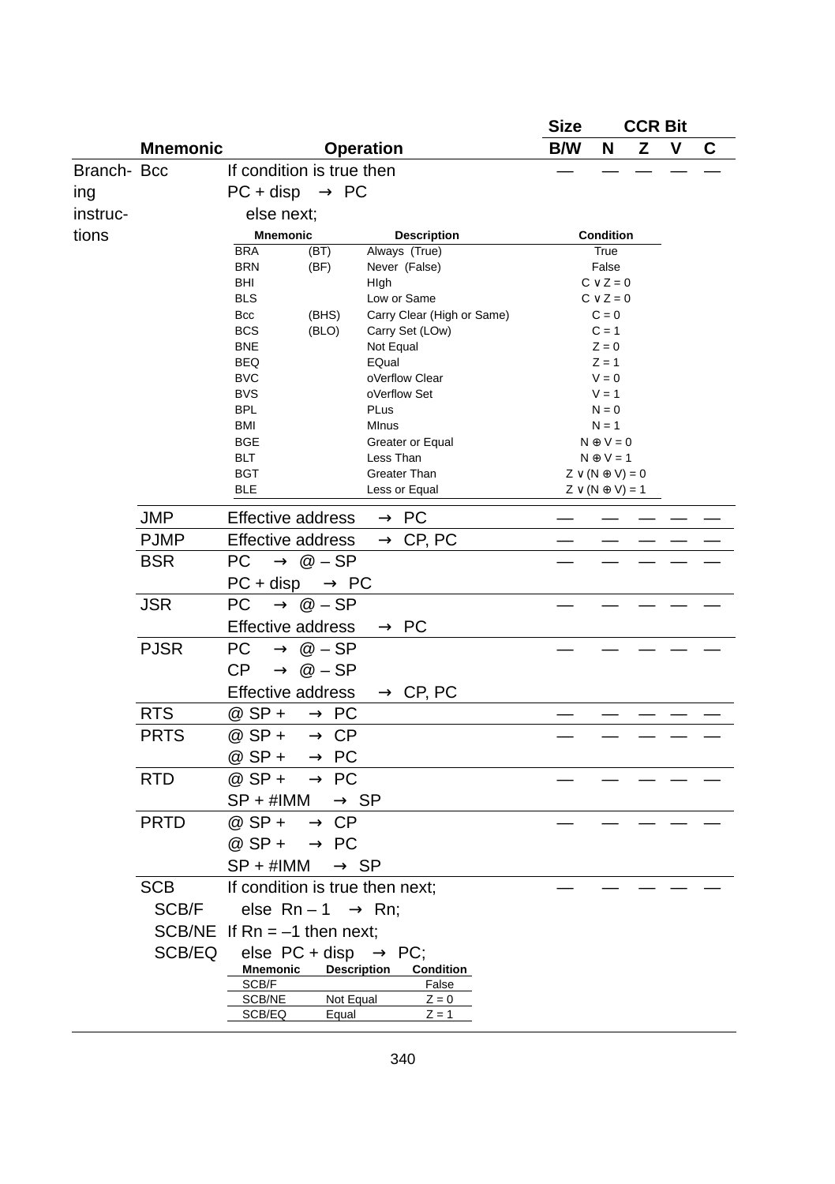| | Mnemonic | Operation | Size B/W | N | Z | V | C |
|---|---|---|---|---|---|---|---|
| Branching instructions | Bcc | If condition is true then<br>PC + disp → PC<br>else next; | — | — | — | — | — |
| | JMP | Effective address → PC | — | — | — | — | — |
| | PJMP | Effective address → CP, PC | — | — | — | — | — |
| | BSR | PC → @ – SP<br>PC + disp → PC | — | — | — | — | — |
| | JSR | PC → @ – SP<br>Effective address → PC | — | — | — | — | — |
| | PJSR | PC → @ – SP<br>CP → @ – SP<br>Effective address → CP, PC | — | — | — | — | — |
| | RTS | @ SP + → PC | — | — | — | — | — |
| | PRTS | @ SP + → CP<br>@ SP + → PC | — | — | — | — | — |
| | RTD | @ SP + → PC<br>SP + #IMM → SP | — | — | — | — | — |
| | PRTD | @ SP + → CP<br>@ SP + → PC<br>SP + #IMM → SP | — | — | — | — | — |
| | SCB<br>SCB/F<br>SCB/NE<br>SCB/EQ | If condition is true then next;<br>else Rn – 1 → Rn;<br>If Rn = –1 then next;<br>else PC + disp → PC; | — | — | — | — | — |

Bcc conditions:

| Mnemonic | | Description | Condition |
|---|---|---|---|
| BRA | (BT) | Always (True) | True |
| BRN | (BF) | Never (False) | False |
| BHI | | HIgh | C ∨ Z = 0 |
| BLS | | Low or Same | C ∨ Z = 0 |
| Bcc | (BHS) | Carry Clear (High or Same) | C = 0 |
| BCS | (BLO) | Carry Set (LOw) | C = 1 |
| BNE | | Not Equal | Z = 0 |
| BEQ | | EQual | Z = 1 |
| BVC | | oVerflow Clear | V = 0 |
| BVS | | oVerflow Set | V = 1 |
| BPL | | PLus | N = 0 |
| BMI | | MInus | N = 1 |
| BGE | | Greater or Equal | N ⊕ V = 0 |
| BLT | | Less Than | N ⊕ V = 1 |
| BGT | | Greater Than | Z ∨ (N ⊕ V) = 0 |
| BLE | | Less or Equal | Z ∨ (N ⊕ V) = 1 |

SCB conditions:

| Mnemonic | Description | Condition |
|---|---|---|
| SCB/F | | False |
| SCB/NE | Not Equal | Z = 0 |
| SCB/EQ | Equal | Z = 1 |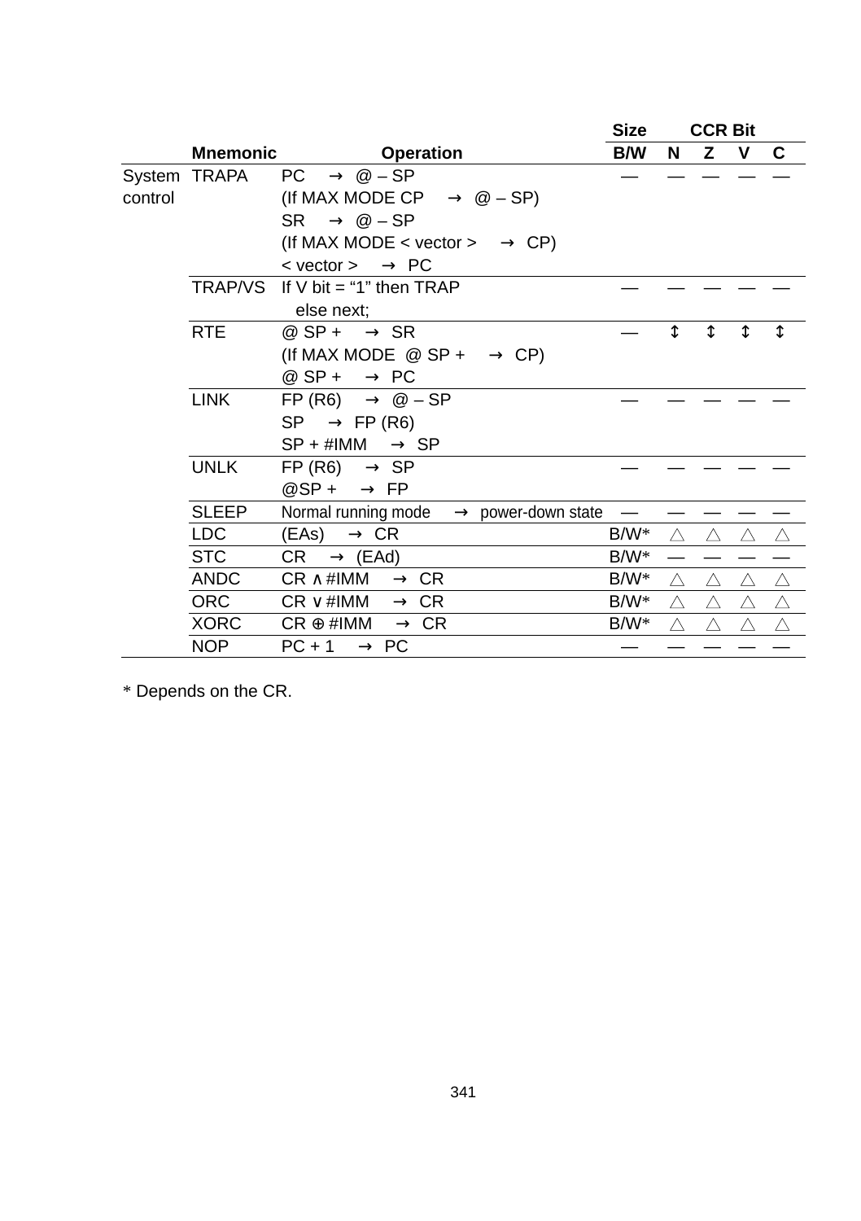| | Mnemonic | Operation | Size B/W | CCR Bit N | Z | V | C |
|---|---|---|---|---|---|---|---|
| System control | TRAPA | PC → @ – SP<br>(If MAX MODE CP → @ – SP)<br>SR → @ – SP<br>(If MAX MODE < vector > → CP)<br>< vector > → PC | — | — | — | — | — |
| | TRAP/VS | If V bit = “1” then TRAP<br>else next; | — | — | — | — | — |
| | RTE | @ SP + → SR<br>(If MAX MODE @ SP + → CP)<br>@ SP + → PC | — | ↕ | ↕ | ↕ | ↕ |
| | LINK | FP (R6) → @ – SP<br>SP → FP (R6)<br>SP + #IMM → SP | — | — | — | — | — |
| | UNLK | FP (R6) → SP<br>@SP + → FP | — | — | — | — | — |
| | SLEEP | Normal running mode → power-down state | — | — | — | — | — |
| | LDC | (EAs) → CR | B/W* | △ | △ | △ | △ |
| | STC | CR → (EAd) | B/W* | — | — | — | — |
| | ANDC | CR ∧ #IMM → CR | B/W* | △ | △ | △ | △ |
| | ORC | CR ∨ #IMM → CR | B/W* | △ | △ | △ | △ |
| | XORC | CR ⊕ #IMM → CR | B/W* | △ | △ | △ | △ |
| | NOP | PC + 1 → PC | — | — | — | — | — |

* Depends on the CR.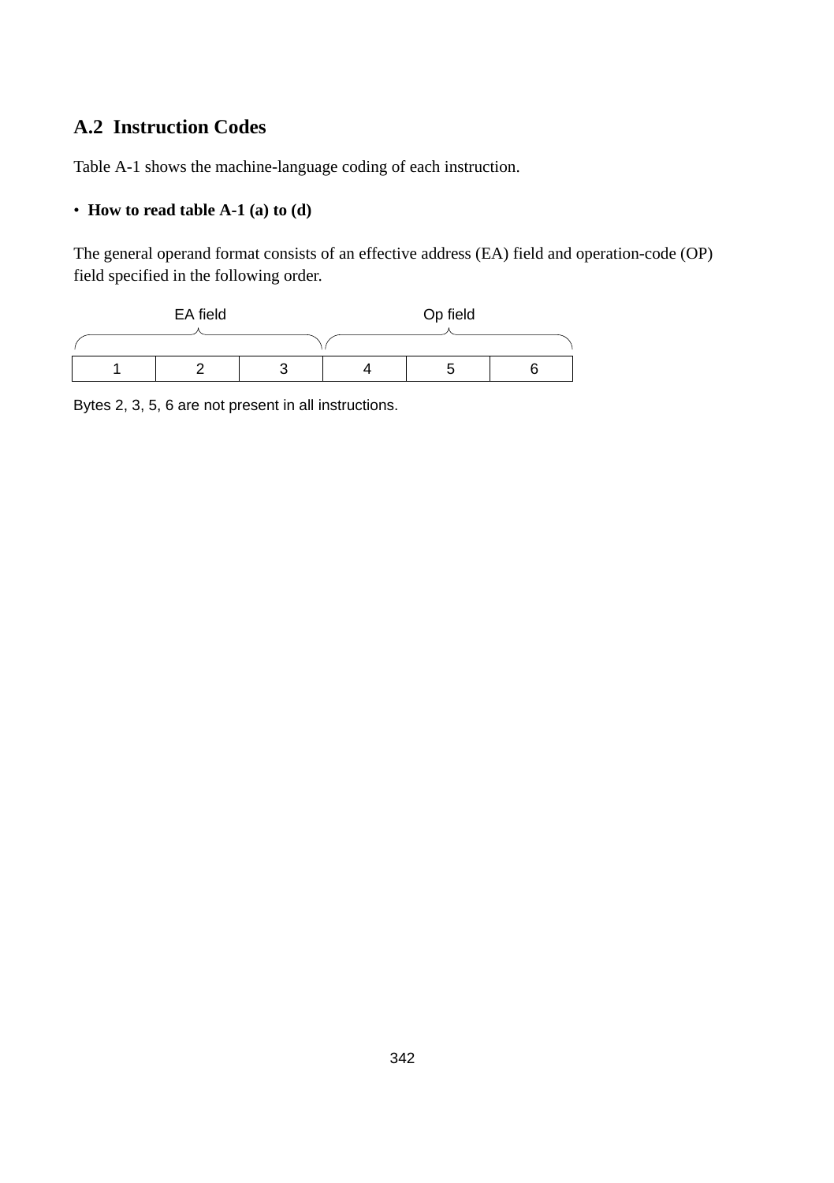## A.2 Instruction Codes

Table A-1 shows the machine-language coding of each instruction.

- **How to read table A-1 (a) to (d)**

The general operand format consists of an effective address (EA) field and operation-code (OP) field specified in the following order.

| EA field | | | Op field | | |
|---|---|---|---|---|---|
| 1 | 2 | 3 | 4 | 5 | 6 |

Bytes 2, 3, 5, 6 are not present in all instructions.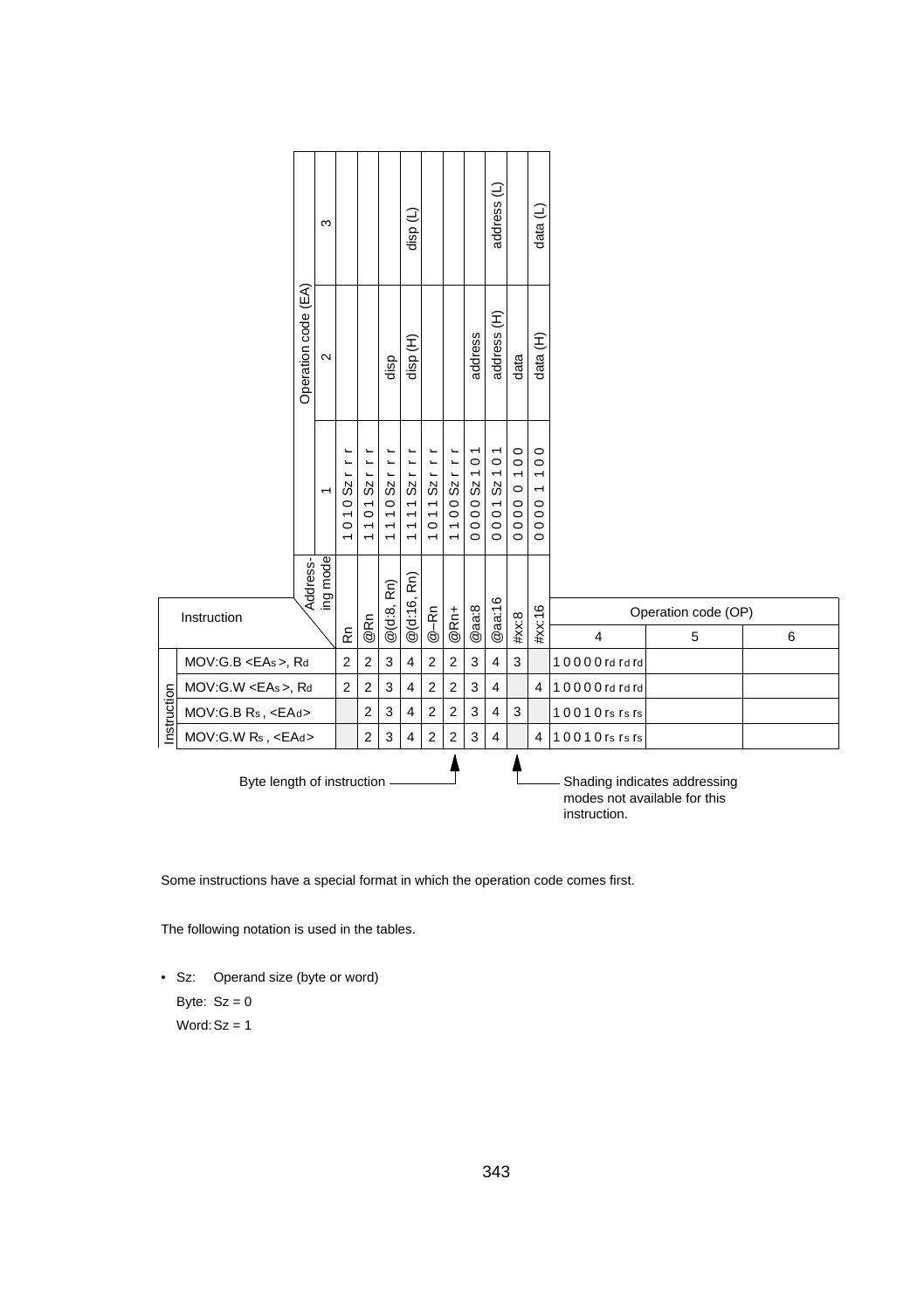| Instruction | | Addressing mode | Rn | @Rn | @(d:8, Rn) | @(d:16, Rn) | @–Rn | @Rn+ | @aa:8 | @aa:16 | #xx:8 | #xx:16 | Operation code (OP) | | |
|---|---|---|---|---|---|---|---|---|---|---|---|---|---|---|---|
| | | Operation code (EA) 1 | 1 0 1 0 Sz r r r | 1 1 0 1 Sz r r r | 1 1 1 0 Sz r r r | 1 1 1 1 Sz r r r | 1 0 1 1 Sz r r r | 1 1 0 0 Sz r r r | 0 0 0 0 Sz 1 0 1 | 0 0 0 1 Sz 1 0 1 | 0 0 0 0 0 1 0 0 | 0 0 0 0 1 1 0 0 | | | |
| | | Operation code (EA) 2 | | | disp | disp (H) | | | address | address (H) | data | data (H) | | | |
| | | Operation code (EA) 3 | | | | disp (L) | | | | address (L) | | data (L) | 4 | 5 | 6 |
| Instruction | MOV:G.B <EAs>, Rd | | 2 | 2 | 3 | 4 | 2 | 2 | 3 | 4 | 3 | | 1 0 0 0 0 rd rd rd | | |
| | MOV:G.W <EAs>, Rd | | 2 | 2 | 3 | 4 | 2 | 2 | 3 | 4 | | 4 | 1 0 0 0 0 rd rd rd | | |
| | MOV:G.B Rs, <EAd> | | | 2 | 3 | 4 | 2 | 2 | 3 | 4 | 3 | | 1 0 0 1 0 rs rs rs | | |
| | MOV:G.W Rs, <EAd> | | | 2 | 3 | 4 | 2 | 2 | 3 | 4 | | 4 | 1 0 0 1 0 rs rs rs | | |

Byte length of instruction

Shading indicates addressing modes not available for this instruction.

Some instructions have a special format in which the operation code comes first.

The following notation is used in the tables.

- Sz: Operand size (byte or word)

  Byte: Sz = 0

  Word: Sz = 1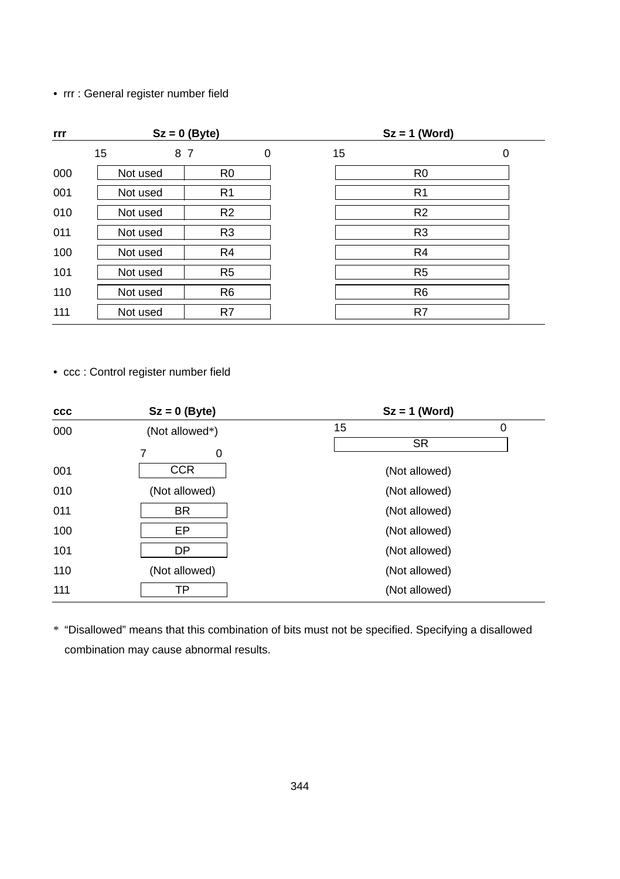- rrr : General register number field

| rrr | Sz = 0 (Byte) bits 15–8 | Sz = 0 (Byte) bits 7–0 | Sz = 1 (Word) bits 15–0 |
|---|---|---|---|
| 000 | Not used | R0 | R0 |
| 001 | Not used | R1 | R1 |
| 010 | Not used | R2 | R2 |
| 011 | Not used | R3 | R3 |
| 100 | Not used | R4 | R4 |
| 101 | Not used | R5 | R5 |
| 110 | Not used | R6 | R6 |
| 111 | Not used | R7 | R7 |

- ccc : Control register number field

| ccc | Sz = 0 (Byte) bits 7–0 | Sz = 1 (Word) bits 15–0 |
|---|---|---|
| 000 | (Not allowed*) | SR |
| 001 | CCR | (Not allowed) |
| 010 | (Not allowed) | (Not allowed) |
| 011 | BR | (Not allowed) |
| 100 | EP | (Not allowed) |
| 101 | DP | (Not allowed) |
| 110 | (Not allowed) | (Not allowed) |
| 111 | TP | (Not allowed) |

\* "Disallowed" means that this combination of bits must not be specified. Specifying a disallowed combination may cause abnormal results.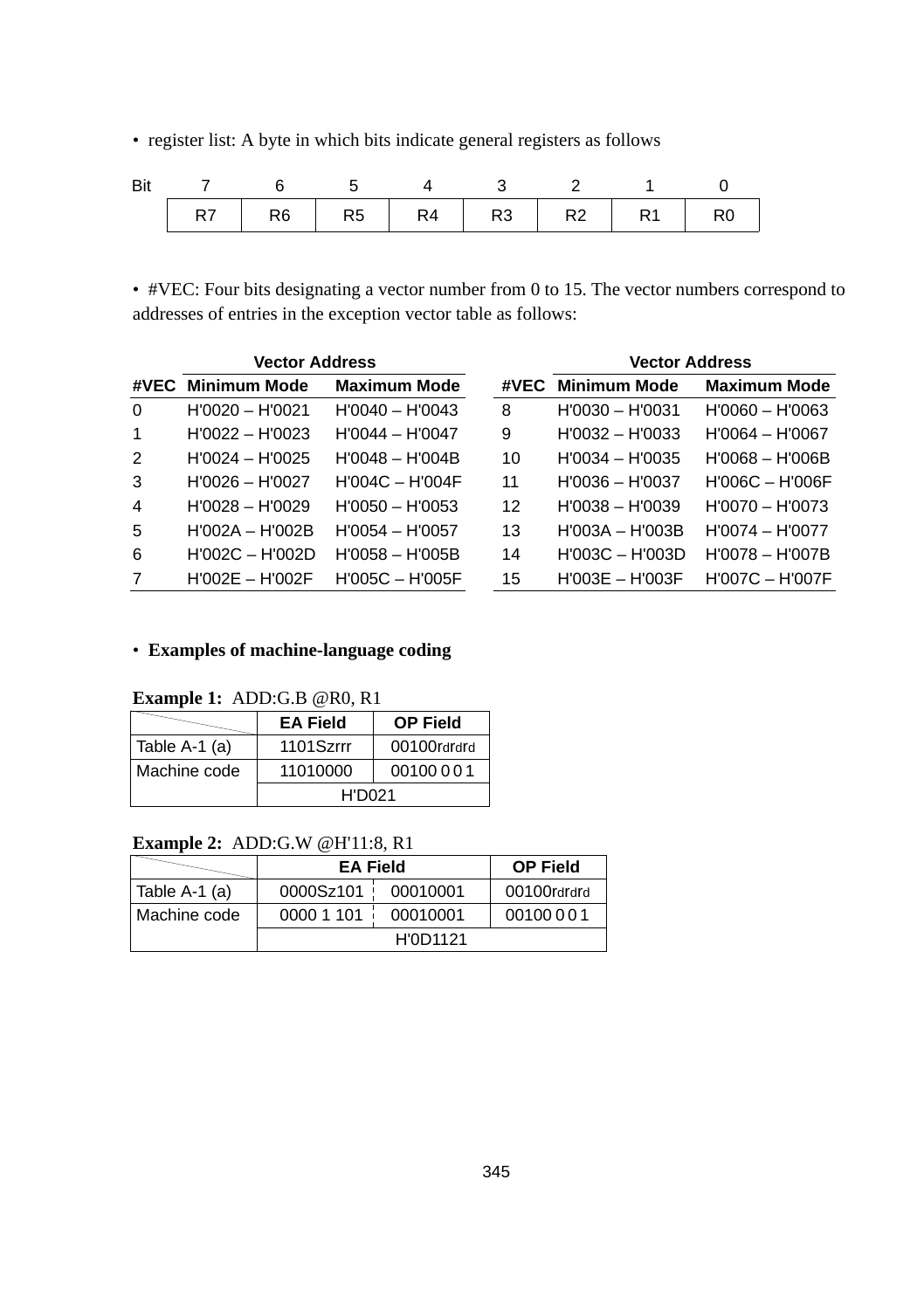• register list: A byte in which bits indicate general registers as follows

| Bit | 7 | 6 | 5 | 4 | 3 | 2 | 1 | 0 |
|---|---|---|---|---|---|---|---|---|
| | R7 | R6 | R5 | R4 | R3 | R2 | R1 | R0 |

• #VEC: Four bits designating a vector number from 0 to 15. The vector numbers correspond to addresses of entries in the exception vector table as follows:

| | Vector Address | | | | Vector Address | |
|---|---|---|---|---|---|---|
| **#VEC** | **Minimum Mode** | **Maximum Mode** | | **#VEC** | **Minimum Mode** | **Maximum Mode** |
| 0 | H'0020 – H'0021 | H'0040 – H'0043 | | 8 | H'0030 – H'0031 | H'0060 – H'0063 |
| 1 | H'0022 – H'0023 | H'0044 – H'0047 | | 9 | H'0032 – H'0033 | H'0064 – H'0067 |
| 2 | H'0024 – H'0025 | H'0048 – H'004B | | 10 | H'0034 – H'0035 | H'0068 – H'006B |
| 3 | H'0026 – H'0027 | H'004C – H'004F | | 11 | H'0036 – H'0037 | H'006C – H'006F |
| 4 | H'0028 – H'0029 | H'0050 – H'0053 | | 12 | H'0038 – H'0039 | H'0070 – H'0073 |
| 5 | H'002A – H'002B | H'0054 – H'0057 | | 13 | H'003A – H'003B | H'0074 – H'0077 |
| 6 | H'002C – H'002D | H'0058 – H'005B | | 14 | H'003C – H'003D | H'0078 – H'007B |
| 7 | H'002E – H'002F | H'005C – H'005F | | 15 | H'003E – H'003F | H'007C – H'007F |

• **Examples of machine-language coding**

**Example 1:** ADD:G.B @R0, R1

| | EA Field | OP Field |
|---|---|---|
| Table A-1 (a) | 1101Szrrr | 00100rdrdrd |
| Machine code | 11010000 | 00100 0 0 1 |
| | H'D021 | |

**Example 2:** ADD:G.W @H'11:8, R1

| | EA Field | | OP Field |
|---|---|---|---|
| Table A-1 (a) | 0000Sz101 | 00010001 | 00100rdrdrd |
| Machine code | 0000 1 101 | 00010001 | 00100 0 0 1 |
| | H'0D1121 | | |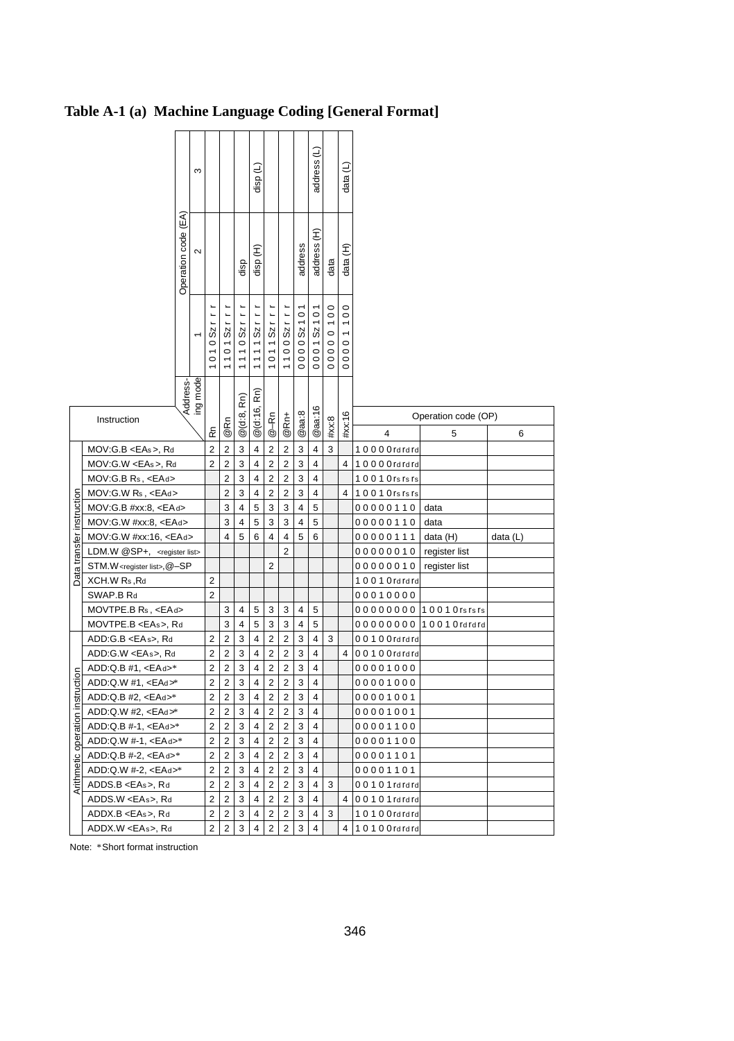**Table A-1 (a) Machine Language Coding [General Format]**

| | Instruction | Addressing mode → | Rn | @Rn | @(d:8, Rn) | @(d:16, Rn) | @–Rn | @Rn+ | @aa:8 | @aa:16 | #xx:8 | #xx:16 | Operation code (OP) 4 | 5 | 6 |
|---|---|---|---|---|---|---|---|---|---|---|---|---|---|---|---|
| | | Operation code (EA) 1 | 1 0 1 0 Sz r r r | 1 1 0 1 Sz r r r | 1 1 1 0 Sz r r r | 1 1 1 1 Sz r r r | 1 0 1 1 Sz r r r | 1 1 0 0 Sz r r r | 0 0 0 0 Sz 1 0 1 | 0 0 0 1 Sz 1 0 1 | 0 0 0 0 0 1 0 0 | 0 0 0 0 1 1 0 0 | | | |
| | | Operation code (EA) 2 | | | disp | disp (H) | | | address | address (H) | data | data (H) | | | |
| | | Operation code (EA) 3 | | | | disp (L) | | | | address (L) | | data (L) | | | |
| Data transfer instruction | MOV:G.B <EAs>, Rd | | 2 | 2 | 3 | 4 | 2 | 2 | 3 | 4 | 3 | | 1 0 0 0 0 rd rd rd | | |
| | MOV:G.W <EAs>, Rd | | 2 | 2 | 3 | 4 | 2 | 2 | 3 | 4 | | 4 | 1 0 0 0 0 rd rd rd | | |
| | MOV:G.B Rs, <EAd> | | | 2 | 3 | 4 | 2 | 2 | 3 | 4 | | | 1 0 0 1 0 rs rs rs | | |
| | MOV:G.W Rs, <EAd> | | | 2 | 3 | 4 | 2 | 2 | 3 | 4 | | 4 | 1 0 0 1 0 rs rs rs | | |
| | MOV:G.B #xx:8, <EAd> | | | 3 | 4 | 5 | 3 | 3 | 4 | 5 | | | 0 0 0 0 0 1 1 0 | data | |
| | MOV:G.W #xx:8, <EAd> | | | 3 | 4 | 5 | 3 | 3 | 4 | 5 | | | 0 0 0 0 0 1 1 0 | data | |
| | MOV:G.W #xx:16, <EAd> | | | 4 | 5 | 6 | 4 | 4 | 5 | 6 | | | 0 0 0 0 0 1 1 1 | data (H) | data (L) |
| | LDM.W @SP+, <register list> | | | | | | | 2 | | | | | 0 0 0 0 0 0 1 0 | register list | |
| | STM.W <register list>,@–SP | | | | | | 2 | | | | | | 0 0 0 0 0 0 1 0 | register list | |
| | XCH.W Rs ,Rd | | 2 | | | | | | | | | | 1 0 0 1 0 rd rd rd | | |
| | SWAP.B Rd | | 2 | | | | | | | | | | 0 0 0 1 0 0 0 0 | | |
| | MOVTPE.B Rs , <EAd> | | | 3 | 4 | 5 | 3 | 3 | 4 | 5 | | | 0 0 0 0 0 0 0 0 | 1 0 0 1 0 rs rs rs | |
| | MOVFPE.B <EAs>, Rd | | | 3 | 4 | 5 | 3 | 3 | 4 | 5 | | | 0 0 0 0 0 0 0 0 | 1 0 0 1 0 rd rd rd | |
| Arithmetic operation instruction | ADD:G.B <EAs>, Rd | | 2 | 2 | 3 | 4 | 2 | 2 | 3 | 4 | 3 | | 0 0 1 0 0 rd rd rd | | |
| | ADD:G.W <EAs>, Rd | | 2 | 2 | 3 | 4 | 2 | 2 | 3 | 4 | | 4 | 0 0 1 0 0 rd rd rd | | |
| | ADD:Q.B #1, <EAd>* | | 2 | 2 | 3 | 4 | 2 | 2 | 3 | 4 | | | 0 0 0 0 1 0 0 0 | | |
| | ADD:Q.W #1, <EAd>* | | 2 | 2 | 3 | 4 | 2 | 2 | 3 | 4 | | | 0 0 0 0 1 0 0 0 | | |
| | ADD:Q.B #2, <EAd>* | | 2 | 2 | 3 | 4 | 2 | 2 | 3 | 4 | | | 0 0 0 0 1 0 0 1 | | |
| | ADD:Q.W #2, <EAd>* | | 2 | 2 | 3 | 4 | 2 | 2 | 3 | 4 | | | 0 0 0 0 1 0 0 1 | | |
| | ADD:Q.B #-1, <EAd>* | | 2 | 2 | 3 | 4 | 2 | 2 | 3 | 4 | | | 0 0 0 0 1 1 0 0 | | |
| | ADD:Q.W #-1, <EAd>* | | 2 | 2 | 3 | 4 | 2 | 2 | 3 | 4 | | | 0 0 0 0 1 1 0 0 | | |
| | ADD:Q.B #-2, <EAd>* | | 2 | 2 | 3 | 4 | 2 | 2 | 3 | 4 | | | 0 0 0 0 1 1 0 1 | | |
| | ADD:Q.W #-2, <EAd>* | | 2 | 2 | 3 | 4 | 2 | 2 | 3 | 4 | | | 0 0 0 0 1 1 0 1 | | |
| | ADDS.B <EAs>, Rd | | 2 | 2 | 3 | 4 | 2 | 2 | 3 | 4 | 3 | | 0 0 1 0 1 rd rd rd | | |
| | ADDS.W <EAs>, Rd | | 2 | 2 | 3 | 4 | 2 | 2 | 3 | 4 | | 4 | 0 0 1 0 1 rd rd rd | | |
| | ADDX.B <EAs>, Rd | | 2 | 2 | 3 | 4 | 2 | 2 | 3 | 4 | 3 | | 1 0 1 0 0 rd rd rd | | |
| | ADDX.W <EAs>, Rd | | 2 | 2 | 3 | 4 | 2 | 2 | 3 | 4 | | 4 | 1 0 1 0 0 rd rd rd | | |

Note: * Short format instruction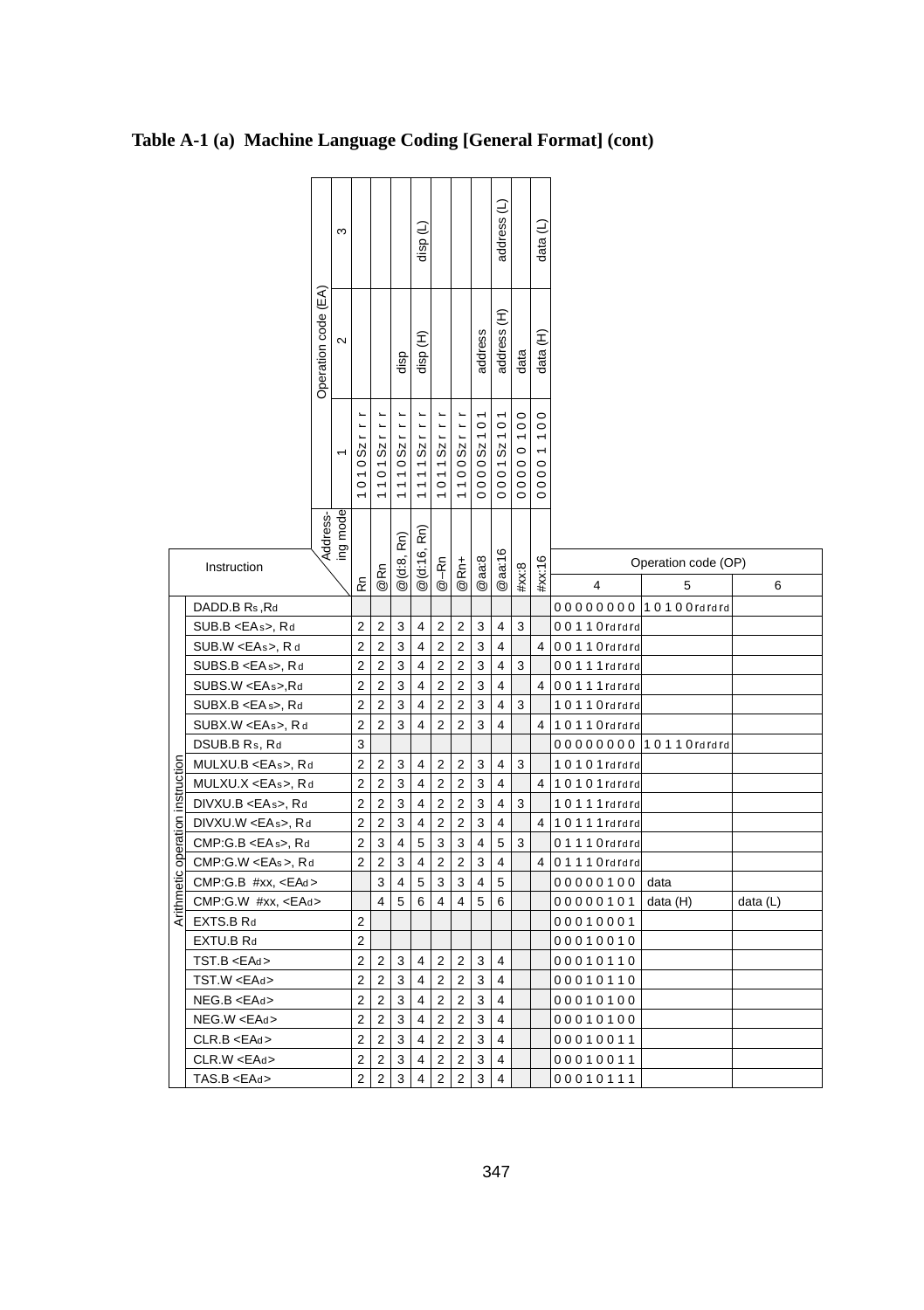## Table A-1 (a) Machine Language Coding [General Format] (cont)

| | Instruction | Addressing mode | Rn | @Rn | @(d:8, Rn) | @(d:16, Rn) | @–Rn | @Rn+ | @aa:8 | @aa:16 | #xx:8 | #xx:16 | Operation code (OP) | | |
|---|---|---|---|---|---|---|---|---|---|---|---|---|---|---|---|
| | | Operation code (EA) 1 | 1 0 1 0 Sz r r r | 1 1 0 1 Sz r r r | 1 1 1 0 Sz r r r | 1 1 1 1 Sz r r r | 1 0 1 1 Sz r r r | 1 1 0 0 Sz r r r | 0 0 0 0 Sz 1 0 1 | 0 0 0 1 Sz 1 0 1 | 0 0 0 0 0 1 0 0 | 0 0 0 0 1 1 0 0 | | | |
| | | Operation code (EA) 2 | | | disp | disp (H) | | | address | address (H) | data | data (H) | | | |
| | | Operation code (EA) 3 | | | | disp (L) | | | | address (L) | | data (L) | | | |
| | | | | | | | | | | | | | 4 | 5 | 6 |
| Arithmetic operation instruction | DADD.B Rs ,Rd | | | | | | | | | | | | 0 0 0 0 0 0 0 0 | 1 0 1 0 0 rd rd rd | |
| | SUB.B <EAs>, Rd | | 2 | 2 | 3 | 4 | 2 | 2 | 3 | 4 | 3 | | 0 0 1 1 0 rd rd rd | | |
| | SUB.W <EAs>, Rd | | 2 | 2 | 3 | 4 | 2 | 2 | 3 | 4 | | 4 | 0 0 1 1 0 rd rd rd | | |
| | SUBS.B <EAs>, Rd | | 2 | 2 | 3 | 4 | 2 | 2 | 3 | 4 | 3 | | 0 0 1 1 1 rd rd rd | | |
| | SUBS.W <EAs>,Rd | | 2 | 2 | 3 | 4 | 2 | 2 | 3 | 4 | | 4 | 0 0 1 1 1 rd rd rd | | |
| | SUBX.B <EAs>, Rd | | 2 | 2 | 3 | 4 | 2 | 2 | 3 | 4 | 3 | | 1 0 1 1 0 rd rd rd | | |
| | SUBX.W <EAs>, Rd | | 2 | 2 | 3 | 4 | 2 | 2 | 3 | 4 | | 4 | 1 0 1 1 0 rd rd rd | | |
| | DSUB.B Rs, Rd | | 3 | | | | | | | | | | 0 0 0 0 0 0 0 0 | 1 0 1 1 0 rd rd rd | |
| | MULXU.B <EAs>, Rd | | 2 | 2 | 3 | 4 | 2 | 2 | 3 | 4 | 3 | | 1 0 1 0 1 rd rd rd | | |
| | MULXU.X <EAs>, Rd | | 2 | 2 | 3 | 4 | 2 | 2 | 3 | 4 | | 4 | 1 0 1 0 1 rd rd rd | | |
| | DIVXU.B <EAs>, Rd | | 2 | 2 | 3 | 4 | 2 | 2 | 3 | 4 | 3 | | 1 0 1 1 1 rd rd rd | | |
| | DIVXU.W <EAs>, Rd | | 2 | 2 | 3 | 4 | 2 | 2 | 3 | 4 | | 4 | 1 0 1 1 1 rd rd rd | | |
| | CMP:G.B <EAs>, Rd | | 2 | 3 | 4 | 5 | 3 | 3 | 4 | 5 | 3 | | 0 1 1 1 0 rd rd rd | | |
| | CMP:G.W <EAs>, Rd | | 2 | 2 | 3 | 4 | 2 | 2 | 3 | 4 | | 4 | 0 1 1 1 0 rd rd rd | | |
| | CMP:G.B #xx, <EAd> | | | 3 | 4 | 5 | 3 | 3 | 4 | 5 | | | 0 0 0 0 0 1 0 0 | data | |
| | CMP:G.W #xx, <EAd> | | | 4 | 5 | 6 | 4 | 4 | 5 | 6 | | | 0 0 0 0 0 1 0 1 | data (H) | data (L) |
| | EXTS.B Rd | | 2 | | | | | | | | | | 0 0 0 1 0 0 0 1 | | |
| | EXTU.B Rd | | 2 | | | | | | | | | | 0 0 0 1 0 0 1 0 | | |
| | TST.B <EAd> | | 2 | 2 | 3 | 4 | 2 | 2 | 3 | 4 | | | 0 0 0 1 0 1 1 0 | | |
| | TST.W <EAd> | | 2 | 2 | 3 | 4 | 2 | 2 | 3 | 4 | | | 0 0 0 1 0 1 1 0 | | |
| | NEG.B <EAd> | | 2 | 2 | 3 | 4 | 2 | 2 | 3 | 4 | | | 0 0 0 1 0 1 0 0 | | |
| | NEG.W <EAd> | | 2 | 2 | 3 | 4 | 2 | 2 | 3 | 4 | | | 0 0 0 1 0 1 0 0 | | |
| | CLR.B <EAd> | | 2 | 2 | 3 | 4 | 2 | 2 | 3 | 4 | | | 0 0 0 1 0 0 1 1 | | |
| | CLR.W <EAd> | | 2 | 2 | 3 | 4 | 2 | 2 | 3 | 4 | | | 0 0 0 1 0 0 1 1 | | |
| | TAS.B <EAd> | | 2 | 2 | 3 | 4 | 2 | 2 | 3 | 4 | | | 0 0 0 1 0 1 1 1 | | |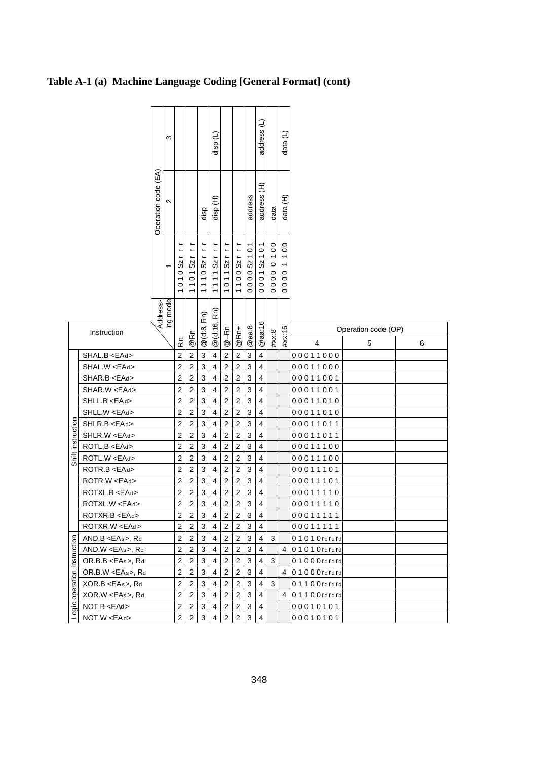## Table A-1 (a) Machine Language Coding [General Format] (cont)

| | Instruction | Rn | @Rn | @(d:8, Rn) | @(d:16, Rn) | @–Rn | @Rn+ | @aa:8 | @aa:16 | #xx:8 | #xx:16 | Operation code (OP) 4 | 5 | 6 |
|---|---|---|---|---|---|---|---|---|---|---|---|---|---|---|
| | Operation code (EA) 1 | 1 0 1 0 Sz r r r | 1 1 0 1 Sz r r r | 1 1 1 0 Sz r r r | 1 1 1 1 Sz r r r | 1 0 1 1 Sz r r r | 1 1 0 0 Sz r r r | 0 0 0 0 Sz 1 0 1 | 0 0 0 1 Sz 1 0 1 | 0 0 0 0 0 1 0 0 | 0 0 0 0 1 1 0 0 | | | |
| | Operation code (EA) 2 | | | disp | disp (H) | | | address | address (H) | data | data (H) | | | |
| | Operation code (EA) 3 | | | | disp (L) | | | | address (L) | | data (L) | | | |
| Shift instruction | SHAL.B <EAd> | 2 | 2 | 3 | 4 | 2 | 2 | 3 | 4 | | | 0 0 0 1 1 0 0 0 | | |
| | SHAL.W <EAd> | 2 | 2 | 3 | 4 | 2 | 2 | 3 | 4 | | | 0 0 0 1 1 0 0 0 | | |
| | SHAR.B <EAd> | 2 | 2 | 3 | 4 | 2 | 2 | 3 | 4 | | | 0 0 0 1 1 0 0 1 | | |
| | SHAR.W <EAd> | 2 | 2 | 3 | 4 | 2 | 2 | 3 | 4 | | | 0 0 0 1 1 0 0 1 | | |
| | SHLL.B <EAd> | 2 | 2 | 3 | 4 | 2 | 2 | 3 | 4 | | | 0 0 0 1 1 0 1 0 | | |
| | SHLL.W <EAd> | 2 | 2 | 3 | 4 | 2 | 2 | 3 | 4 | | | 0 0 0 1 1 0 1 0 | | |
| | SHLR.B <EAd> | 2 | 2 | 3 | 4 | 2 | 2 | 3 | 4 | | | 0 0 0 1 1 0 1 1 | | |
| | SHLR.W <EAd> | 2 | 2 | 3 | 4 | 2 | 2 | 3 | 4 | | | 0 0 0 1 1 0 1 1 | | |
| | ROTL.B <EAd> | 2 | 2 | 3 | 4 | 2 | 2 | 3 | 4 | | | 0 0 0 1 1 1 0 0 | | |
| | ROTL.W <EAd> | 2 | 2 | 3 | 4 | 2 | 2 | 3 | 4 | | | 0 0 0 1 1 1 0 0 | | |
| | ROTR.B <EAd> | 2 | 2 | 3 | 4 | 2 | 2 | 3 | 4 | | | 0 0 0 1 1 1 0 1 | | |
| | ROTR.W <EAd> | 2 | 2 | 3 | 4 | 2 | 2 | 3 | 4 | | | 0 0 0 1 1 1 0 1 | | |
| | ROTXL.B <EAd> | 2 | 2 | 3 | 4 | 2 | 2 | 3 | 4 | | | 0 0 0 1 1 1 1 0 | | |
| | ROTXL.W <EAd> | 2 | 2 | 3 | 4 | 2 | 2 | 3 | 4 | | | 0 0 0 1 1 1 1 0 | | |
| | ROTXR.B <EAd> | 2 | 2 | 3 | 4 | 2 | 2 | 3 | 4 | | | 0 0 0 1 1 1 1 1 | | |
| | ROTXR.W <EAd> | 2 | 2 | 3 | 4 | 2 | 2 | 3 | 4 | | | 0 0 0 1 1 1 1 1 | | |
| Logic operation instruction | AND.B <EAs>, Rd | 2 | 2 | 3 | 4 | 2 | 2 | 3 | 4 | 3 | | 0 1 0 1 0 rd rd rd | | |
| | AND.W <EAs>, Rd | 2 | 2 | 3 | 4 | 2 | 2 | 3 | 4 | | 4 | 0 1 0 1 0 rd rd rd | | |
| | OR.B <EAs>, Rd | 2 | 2 | 3 | 4 | 2 | 2 | 3 | 4 | 3 | | 0 1 0 0 0 rd rd rd | | |
| | OR.W <EAs>, Rd | 2 | 2 | 3 | 4 | 2 | 2 | 3 | 4 | | 4 | 0 1 0 0 0 rd rd rd | | |
| | XOR.B <EAs>, Rd | 2 | 2 | 3 | 4 | 2 | 2 | 3 | 4 | 3 | | 0 1 1 0 0 rd rd rd | | |
| | XOR.W <EAs>, Rd | 2 | 2 | 3 | 4 | 2 | 2 | 3 | 4 | | 4 | 0 1 1 0 0 rd rd rd | | |
| | NOT.B <EAd> | 2 | 2 | 3 | 4 | 2 | 2 | 3 | 4 | | | 0 0 0 1 0 1 0 1 | | |
| | NOT.W <EAd> | 2 | 2 | 3 | 4 | 2 | 2 | 3 | 4 | | | 0 0 0 1 0 1 0 1 | | |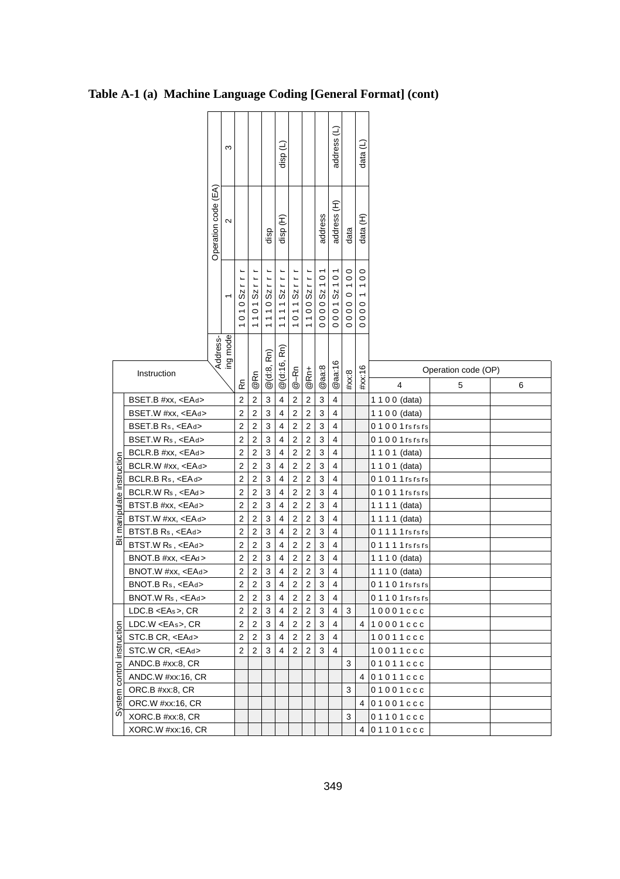# Table A-1 (a) Machine Language Coding [General Format] (cont)

| | Instruction | Rn | @Rn | @(d:8, Rn) | @(d:16, Rn) | @–Rn | @Rn+ | @aa:8 | @aa:16 | #xx:8 | #xx:16 | Operation code (OP) 4 | 5 | 6 |
|---|---|---|---|---|---|---|---|---|---|---|---|---|---|---|
| | Operation code (EA) 1 | 1 0 1 0 Sz r r r | 1 1 0 1 Sz r r r | 1 1 1 0 Sz r r r | 1 1 1 1 Sz r r r | 1 0 1 1 Sz r r r | 1 1 0 0 Sz r r r | 0 0 0 0 Sz 1 0 1 | 0 0 0 1 Sz 1 0 1 | 0 0 0 0 0 1 0 0 | 0 0 0 0 1 1 0 0 | | | |
| | Operation code (EA) 2 | | | disp | disp (H) | | | address | address (H) | data | data (H) | | | |
| | Operation code (EA) 3 | | | | disp (L) | | | | address (L) | | data (L) | | | |
| Bit manipulate instruction | BSET.B #xx, <EAd> | 2 | 2 | 3 | 4 | 2 | 2 | 3 | 4 | | | 1 1 0 0 (data) | | |
| | BSET.W #xx, <EAd> | 2 | 2 | 3 | 4 | 2 | 2 | 3 | 4 | | | 1 1 0 0 (data) | | |
| | BSET.B Rs, <EAd> | 2 | 2 | 3 | 4 | 2 | 2 | 3 | 4 | | | 0 1 0 0 1 rs rs rs | | |
| | BSET.W Rs, <EAd> | 2 | 2 | 3 | 4 | 2 | 2 | 3 | 4 | | | 0 1 0 0 1 rs rs rs | | |
| | BCLR.B #xx, <EAd> | 2 | 2 | 3 | 4 | 2 | 2 | 3 | 4 | | | 1 1 0 1 (data) | | |
| | BCLR.W #xx, <EAd> | 2 | 2 | 3 | 4 | 2 | 2 | 3 | 4 | | | 1 1 0 1 (data) | | |
| | BCLR.B Rs, <EAd> | 2 | 2 | 3 | 4 | 2 | 2 | 3 | 4 | | | 0 1 0 1 1 rs rs rs | | |
| | BCLR.W Rs, <EAd> | 2 | 2 | 3 | 4 | 2 | 2 | 3 | 4 | | | 0 1 0 1 1 rs rs rs | | |
| | BTST.B #xx, <EAd> | 2 | 2 | 3 | 4 | 2 | 2 | 3 | 4 | | | 1 1 1 1 (data) | | |
| | BTST.W #xx, <EAd> | 2 | 2 | 3 | 4 | 2 | 2 | 3 | 4 | | | 1 1 1 1 (data) | | |
| | BTST.B Rs, <EAd> | 2 | 2 | 3 | 4 | 2 | 2 | 3 | 4 | | | 0 1 1 1 1 rs rs rs | | |
| | BTST.W Rs, <EAd> | 2 | 2 | 3 | 4 | 2 | 2 | 3 | 4 | | | 0 1 1 1 1 rs rs rs | | |
| | BNOT.B #xx, <EAd> | 2 | 2 | 3 | 4 | 2 | 2 | 3 | 4 | | | 1 1 1 0 (data) | | |
| | BNOT.W #xx, <EAd> | 2 | 2 | 3 | 4 | 2 | 2 | 3 | 4 | | | 1 1 1 0 (data) | | |
| | BNOT.B Rs, <EAd> | 2 | 2 | 3 | 4 | 2 | 2 | 3 | 4 | | | 0 1 1 0 1 rs rs rs | | |
| | BNOT.W Rs, <EAd> | 2 | 2 | 3 | 4 | 2 | 2 | 3 | 4 | | | 0 1 1 0 1 rs rs rs | | |
| System control instruction | LDC.B <EAs>, CR | 2 | 2 | 3 | 4 | 2 | 2 | 3 | 4 | 3 | | 1 0 0 0 1 c c c | | |
| | LDC.W <EAs>, CR | 2 | 2 | 3 | 4 | 2 | 2 | 3 | 4 | | 4 | 1 0 0 0 1 c c c | | |
| | STC.B CR, <EAd> | 2 | 2 | 3 | 4 | 2 | 2 | 3 | 4 | | | 1 0 0 1 1 c c c | | |
| | STC.W CR, <EAd> | 2 | 2 | 3 | 4 | 2 | 2 | 3 | 4 | | | 1 0 0 1 1 c c c | | |
| | ANDC.B #xx:8, CR | | | | | | | | | 3 | | 0 1 0 1 1 c c c | | |
| | ANDC.W #xx:16, CR | | | | | | | | | | 4 | 0 1 0 1 1 c c c | | |
| | ORC.B #xx:8, CR | | | | | | | | | 3 | | 0 1 0 0 1 c c c | | |
| | ORC.W #xx:16, CR | | | | | | | | | | 4 | 0 1 0 0 1 c c c | | |
| | XORC.B #xx:8, CR | | | | | | | | | 3 | | 0 1 1 0 1 c c c | | |
| | XORC.W #xx:16, CR | | | | | | | | | | 4 | 0 1 1 0 1 c c c | | |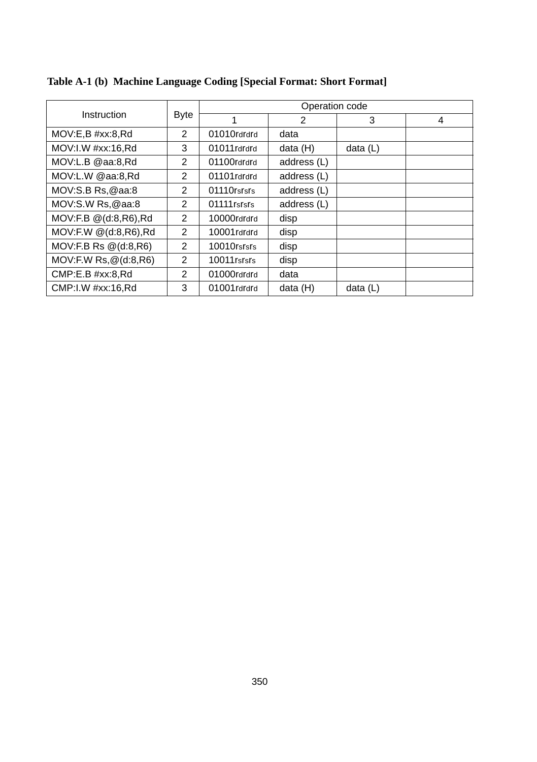**Table A-1 (b) Machine Language Coding [Special Format: Short Format]**

| Instruction | Byte | Operation code | | | |
|---|---|---|---|---|---|
| | | 1 | 2 | 3 | 4 |
| MOV:E,B #xx:8,Rd | 2 | 01010rdrdrd | data | | |
| MOV:I.W #xx:16,Rd | 3 | 01011rdrdrd | data (H) | data (L) | |
| MOV:L.B @aa:8,Rd | 2 | 01100rdrdrd | address (L) | | |
| MOV:L.W @aa:8,Rd | 2 | 01101rdrdrd | address (L) | | |
| MOV:S.B Rs,@aa:8 | 2 | 01110rsrsrs | address (L) | | |
| MOV:S.W Rs,@aa:8 | 2 | 01111rsrsrs | address (L) | | |
| MOV:F.B @(d:8,R6),Rd | 2 | 10000rdrdrd | disp | | |
| MOV:F.W @(d:8,R6),Rd | 2 | 10001rdrdrd | disp | | |
| MOV:F.B Rs @(d:8,R6) | 2 | 10010rsrsrs | disp | | |
| MOV:F.W Rs,@(d:8,R6) | 2 | 10011rsrsrs | disp | | |
| CMP:E.B #xx:8,Rd | 2 | 01000rdrdrd | data | | |
| CMP:I.W #xx:16,Rd | 3 | 01001rdrdrd | data (H) | data (L) | |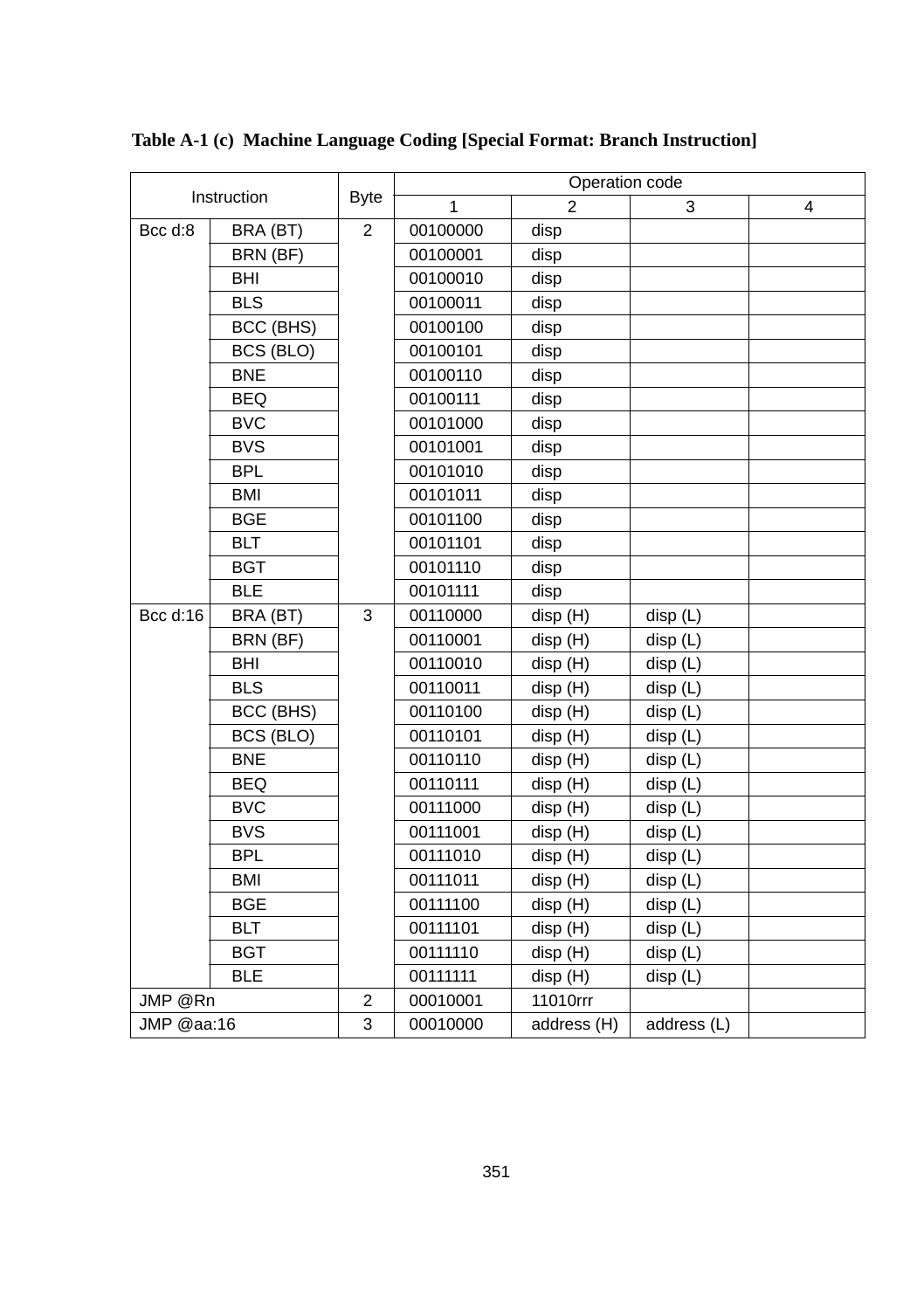**Table A-1 (c) Machine Language Coding [Special Format: Branch Instruction]**

| Instruction | | Byte | Operation code | | | |
|---|---|---|---|---|---|---|
| | | | 1 | 2 | 3 | 4 |
| Bcc d:8 | BRA (BT) | 2 | 00100000 | disp | | |
| | BRN (BF) | | 00100001 | disp | | |
| | BHI | | 00100010 | disp | | |
| | BLS | | 00100011 | disp | | |
| | BCC (BHS) | | 00100100 | disp | | |
| | BCS (BLO) | | 00100101 | disp | | |
| | BNE | | 00100110 | disp | | |
| | BEQ | | 00100111 | disp | | |
| | BVC | | 00101000 | disp | | |
| | BVS | | 00101001 | disp | | |
| | BPL | | 00101010 | disp | | |
| | BMI | | 00101011 | disp | | |
| | BGE | | 00101100 | disp | | |
| | BLT | | 00101101 | disp | | |
| | BGT | | 00101110 | disp | | |
| | BLE | | 00101111 | disp | | |
| Bcc d:16 | BRA (BT) | 3 | 00110000 | disp (H) | disp (L) | |
| | BRN (BF) | | 00110001 | disp (H) | disp (L) | |
| | BHI | | 00110010 | disp (H) | disp (L) | |
| | BLS | | 00110011 | disp (H) | disp (L) | |
| | BCC (BHS) | | 00110100 | disp (H) | disp (L) | |
| | BCS (BLO) | | 00110101 | disp (H) | disp (L) | |
| | BNE | | 00110110 | disp (H) | disp (L) | |
| | BEQ | | 00110111 | disp (H) | disp (L) | |
| | BVC | | 00111000 | disp (H) | disp (L) | |
| | BVS | | 00111001 | disp (H) | disp (L) | |
| | BPL | | 00111010 | disp (H) | disp (L) | |
| | BMI | | 00111011 | disp (H) | disp (L) | |
| | BGE | | 00111100 | disp (H) | disp (L) | |
| | BLT | | 00111101 | disp (H) | disp (L) | |
| | BGT | | 00111110 | disp (H) | disp (L) | |
| | BLE | | 00111111 | disp (H) | disp (L) | |
| JMP @Rn | | 2 | 00010001 | 11010rrr | | |
| JMP @aa:16 | | 3 | 00010000 | address (H) | address (L) | |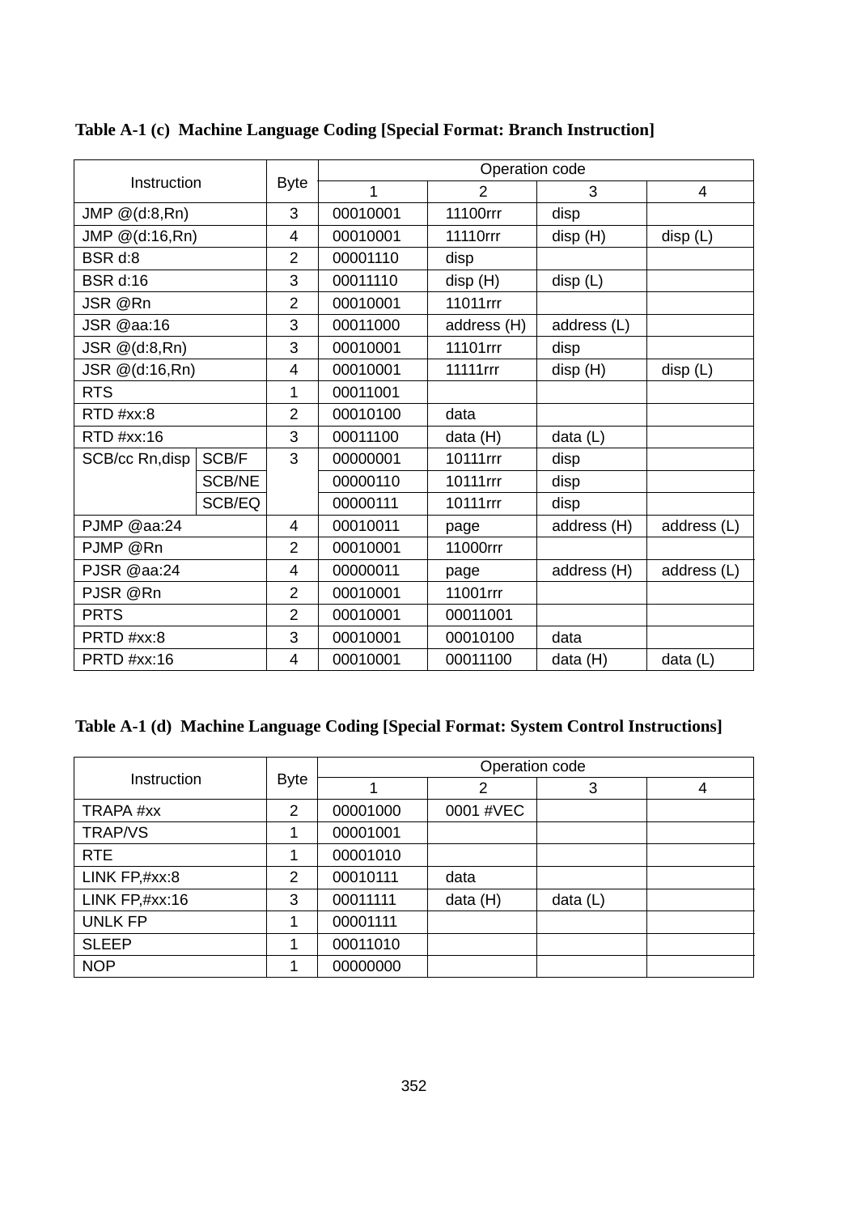**Table A-1 (c) Machine Language Coding [Special Format: Branch Instruction]**

| Instruction | | Byte | Operation code | | | |
|---|---|---|---|---|---|---|
| | | | 1 | 2 | 3 | 4 |
| JMP @(d:8,Rn) | | 3 | 00010001 | 11100rrr | disp | |
| JMP @(d:16,Rn) | | 4 | 00010001 | 11110rrr | disp (H) | disp (L) |
| BSR d:8 | | 2 | 00001110 | disp | | |
| BSR d:16 | | 3 | 00011110 | disp (H) | disp (L) | |
| JSR @Rn | | 2 | 00010001 | 11011rrr | | |
| JSR @aa:16 | | 3 | 00011000 | address (H) | address (L) | |
| JSR @(d:8,Rn) | | 3 | 00010001 | 11101rrr | disp | |
| JSR @(d:16,Rn) | | 4 | 00010001 | 11111rrr | disp (H) | disp (L) |
| RTS | | 1 | 00011001 | | | |
| RTD #xx:8 | | 2 | 00010100 | data | | |
| RTD #xx:16 | | 3 | 00011100 | data (H) | data (L) | |
| SCB/cc Rn,disp | SCB/F | 3 | 00000001 | 10111rrr | disp | |
| | SCB/NE | | 00000110 | 10111rrr | disp | |
| | SCB/EQ | | 00000111 | 10111rrr | disp | |
| PJMP @aa:24 | | 4 | 00010011 | page | address (H) | address (L) |
| PJMP @Rn | | 2 | 00010001 | 11000rrr | | |
| PJSR @aa:24 | | 4 | 00000011 | page | address (H) | address (L) |
| PJSR @Rn | | 2 | 00010001 | 11001rrr | | |
| PRTS | | 2 | 00010001 | 00011001 | | |
| PRTD #xx:8 | | 3 | 00010001 | 00010100 | data | |
| PRTD #xx:16 | | 4 | 00010001 | 00011100 | data (H) | data (L) |

**Table A-1 (d) Machine Language Coding [Special Format: System Control Instructions]**

| Instruction | Byte | Operation code | | | |
|---|---|---|---|---|---|
| | | 1 | 2 | 3 | 4 |
| TRAPA #xx | 2 | 00001000 | 0001 #VEC | | |
| TRAP/VS | 1 | 00001001 | | | |
| RTE | 1 | 00001010 | | | |
| LINK FP,#xx:8 | 2 | 00010111 | data | | |
| LINK FP,#xx:16 | 3 | 00011111 | data (H) | data (L) | |
| UNLK FP | 1 | 00001111 | | | |
| SLEEP | 1 | 00011010 | | | |
| NOP | 1 | 00000000 | | | |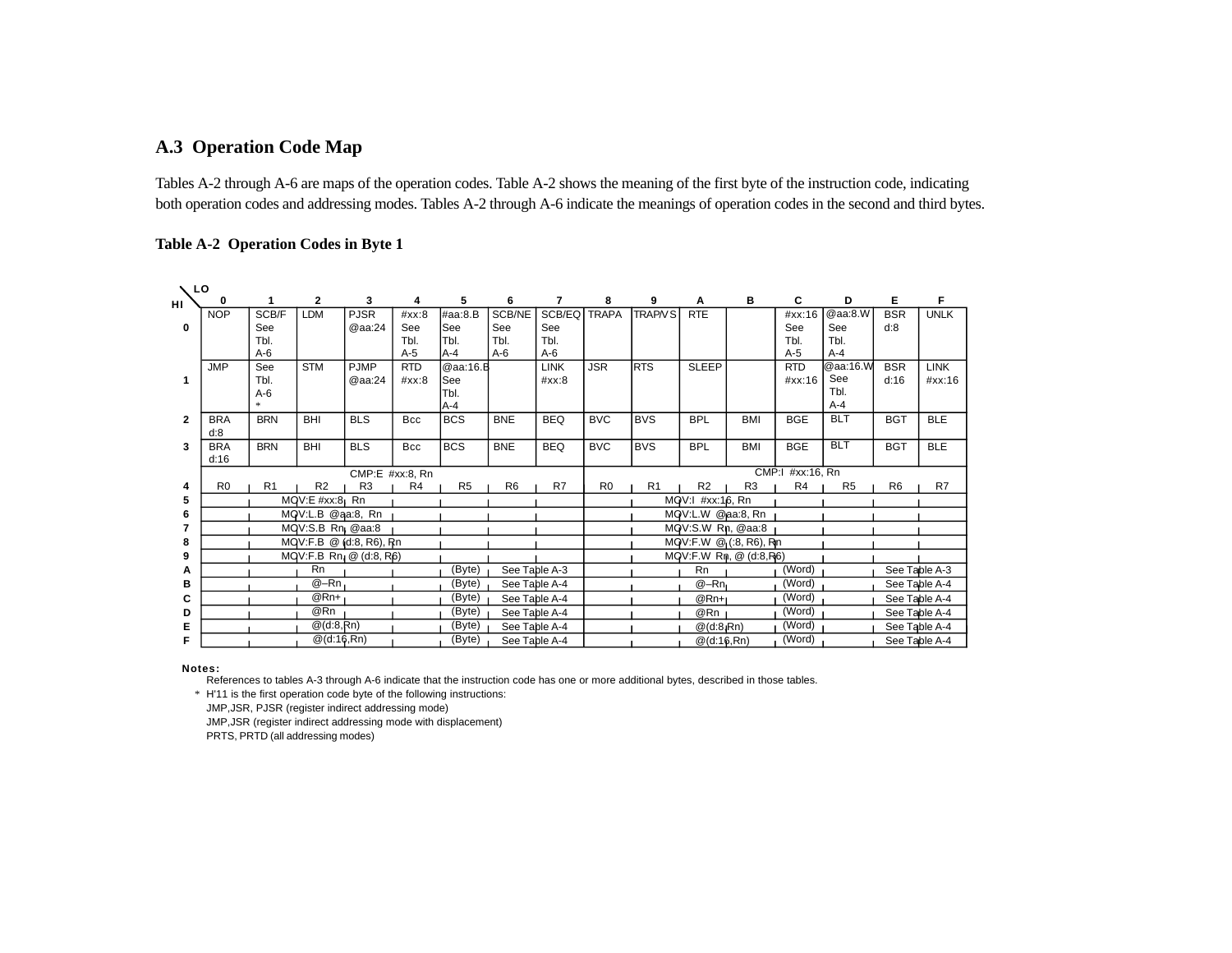## A.3 Operation Code Map

Tables A-2 through A-6 are maps of the operation codes. Table A-2 shows the meaning of the first byte of the instruction code, indicating both operation codes and addressing modes. Tables A-2 through A-6 indicate the meanings of operation codes in the second and third bytes.

**Table A-2 Operation Codes in Byte 1**

| HI \ LO | 0 | 1 | 2 | 3 | 4 | 5 | 6 | 7 | 8 | 9 | A | B | C | D | E | F |
|---|---|---|---|---|---|---|---|---|---|---|---|---|---|---|---|---|
| 0 | NOP | SCB/F See Tbl. A-6 | LDM | PJSR @aa:24 | #xx:8 See Tbl. A-5 | #aa:8.B See Tbl. A-4 | SCB/NE See Tbl. A-6 | SCB/EQ See Tbl. A-6 | TRAPA | TRAP/VS | RTE | | #xx:16 See Tbl. A-5 | @aa:8.W See Tbl. A-4 | BSR d:8 | UNLK |
| 1 | JMP | See Tbl. A-6 * | STM | PJMP @aa:24 | RTD #xx:8 | @aa:16.B See Tbl. A-4 | | LINK #xx:8 | JSR | RTS | SLEEP | | RTD #xx:16 | @aa:16.W See Tbl. A-4 | BSR d:16 | LINK #xx:16 |
| 2 | BRA d:8 | BRN | BHI | BLS | Bcc | BCS | BNE | BEQ | BVC | BVS | BPL | BMI | BGE | BLT | BGT | BLE |
| 3 | BRA d:16 | BRN | BHI | BLS | Bcc | BCS | BNE | BEQ | BVC | BVS | BPL | BMI | BGE | BLT | BGT | BLE |
| 4 | CMP:E #xx:8, Rn R0 | R1 | R2 | R3 | R4 | R5 | R6 | R7 | CMP:I #xx:16, Rn R0 | R1 | R2 | R3 | R4 | R5 | R6 | R7 |
| 5 | MOV:E #xx:8, Rn | | | | | | | | MOV:I #xx:16, Rn | | | | | | | |
| 6 | MOV:L.B @aa:8, Rn | | | | | | | | MOV:L.W @aa:8, Rn | | | | | | | |
| 7 | MOV:S.B Rn, @aa:8 | | | | | | | | MOV:S.W Rn, @aa:8 | | | | | | | |
| 8 | MOV:F.B @(d:8, R6), Rn | | | | | | | | MOV:F.W @(d:8, R6), Rn | | | | | | | |
| 9 | MOV:F.B Rn, @(d:8, R6) | | | | | | | | MOV:F.W Rn, @(d:8, R6) | | | | | | | |
| A | Rn (Byte) | | | | | | See Table A-3 | | Rn (Word) | | | | | | See Table A-3 | |
| B | @–Rn (Byte) | | | | | | See Table A-4 | | @–Rn (Word) | | | | | | See Table A-4 | |
| C | @Rn+ (Byte) | | | | | | See Table A-4 | | @Rn+ (Word) | | | | | | See Table A-4 | |
| D | @Rn (Byte) | | | | | | See Table A-4 | | @Rn (Word) | | | | | | See Table A-4 | |
| E | @(d:8,Rn) (Byte) | | | | | | See Table A-4 | | @(d:8,Rn) (Word) | | | | | | See Table A-4 | |
| F | @(d:16,Rn) (Byte) | | | | | | See Table A-4 | | @(d:16,Rn) (Word) | | | | | | See Table A-4 | |

**Notes:**

References to tables A-3 through A-6 indicate that the instruction code has one or more additional bytes, described in those tables.

\* H'11 is the first operation code byte of the following instructions:
JMP,JSR, PJSR (register indirect addressing mode)
JMP,JSR (register indirect addressing mode with displacement)
PRTS, PRTD (all addressing modes)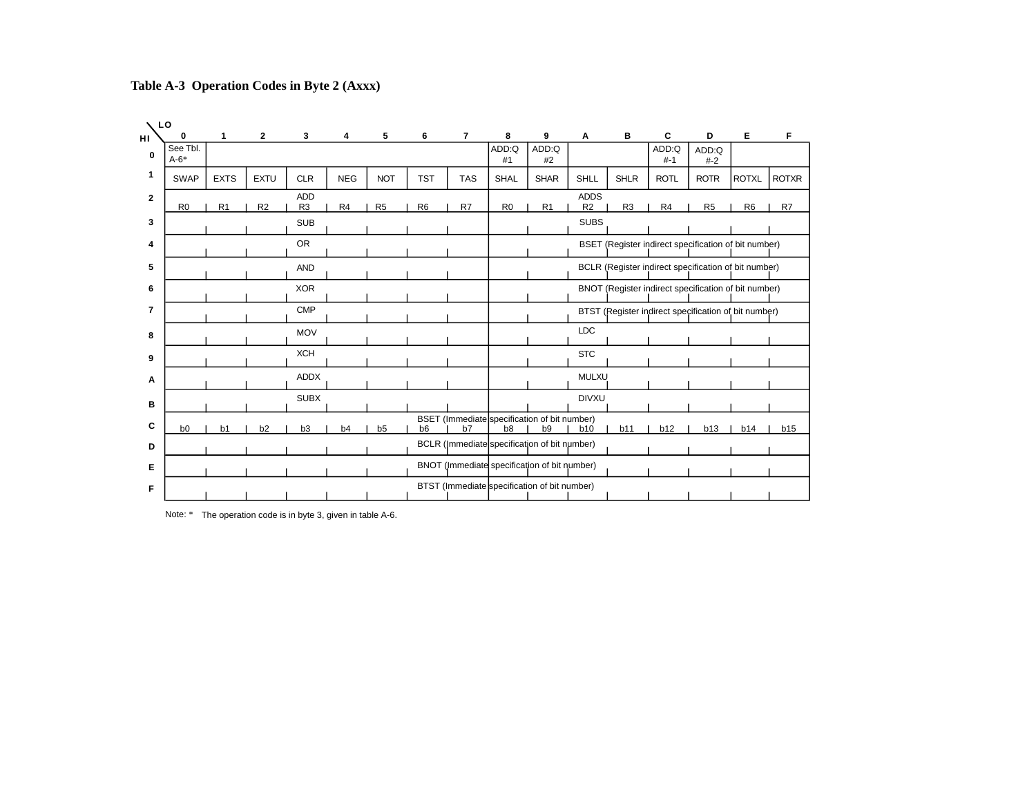**Table A-3 Operation Codes in Byte 2 (Axxx)**

| HI \ LO | 0 | 1 | 2 | 3 | 4 | 5 | 6 | 7 | 8 | 9 | A | B | C | D | E | F |
|---|---|---|---|---|---|---|---|---|---|---|---|---|---|---|---|---|
| 0 | See Tbl. A-6* | | | | | | | | ADD:Q #1 | ADD:Q #2 | | | ADD:Q #-1 | ADD:Q #-2 | | |
| 1 | SWAP | EXTS | EXTU | CLR | NEG | NOT | TST | TAS | SHAL | SHAR | SHLL | SHLR | ROTL | ROTR | ROTXL | ROTXR |
| 2 | ADD R0 | ADD R1 | ADD R2 | ADD R3 | ADD R4 | ADD R5 | ADD R6 | ADD R7 | ADDS R0 | ADDS R1 | ADDS R2 | ADDS R3 | ADDS R4 | ADDS R5 | ADDS R6 | ADDS R7 |
| 3 | SUB | SUB | SUB | SUB | SUB | SUB | SUB | SUB | SUBS | SUBS | SUBS | SUBS | SUBS | SUBS | SUBS | SUBS |
| 4 | OR | OR | OR | OR | OR | OR | OR | OR | BSET (Register indirect specification of bit number) | | | | | | | |
| 5 | AND | AND | AND | AND | AND | AND | AND | AND | BCLR (Register indirect specification of bit number) | | | | | | | |
| 6 | XOR | XOR | XOR | XOR | XOR | XOR | XOR | XOR | BNOT (Register indirect specification of bit number) | | | | | | | |
| 7 | CMP | CMP | CMP | CMP | CMP | CMP | CMP | CMP | BTST (Register indirect specification of bit number) | | | | | | | |
| 8 | MOV | MOV | MOV | MOV | MOV | MOV | MOV | MOV | LDC | LDC | LDC | LDC | LDC | LDC | LDC | LDC |
| 9 | XCH | XCH | XCH | XCH | XCH | XCH | XCH | XCH | STC | STC | STC | STC | STC | STC | STC | STC |
| A | ADDX | ADDX | ADDX | ADDX | ADDX | ADDX | ADDX | ADDX | MULXU | MULXU | MULXU | MULXU | MULXU | MULXU | MULXU | MULXU |
| B | SUBX | SUBX | SUBX | SUBX | SUBX | SUBX | SUBX | SUBX | DIVXU | DIVXU | DIVXU | DIVXU | DIVXU | DIVXU | DIVXU | DIVXU |
| C | BSET (Immediate specification of bit number) b0 | b1 | b2 | b3 | b4 | b5 | b6 | b7 | b8 | b9 | b10 | b11 | b12 | b13 | b14 | b15 |
| D | BCLR (Immediate specification of bit number) | | | | | | | | | | | | | | | |
| E | BNOT (Immediate specification of bit number) | | | | | | | | | | | | | | | |
| F | BTST (Immediate specification of bit number) | | | | | | | | | | | | | | | |

Note: * The operation code is in byte 3, given in table A-6.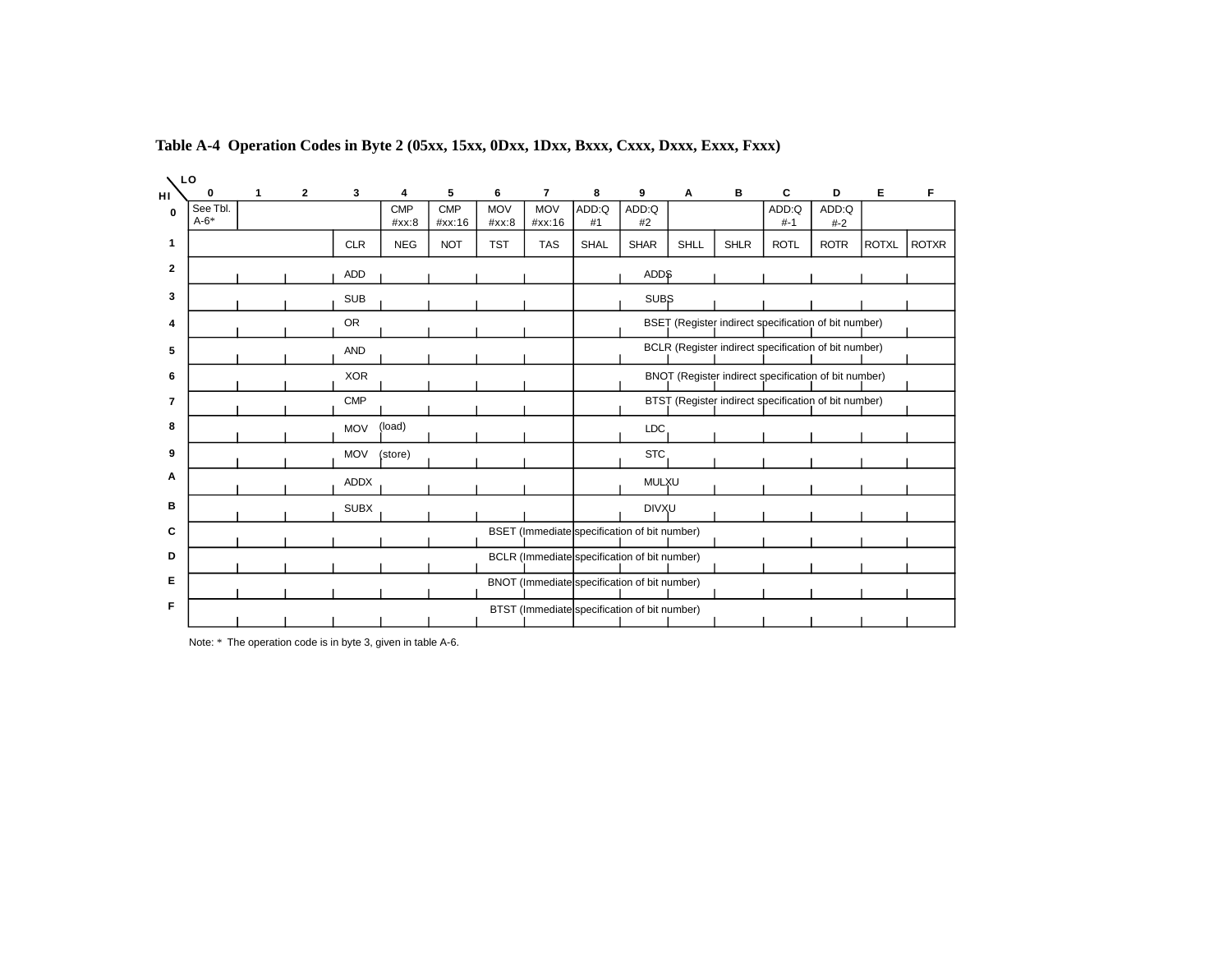**Table A-4 Operation Codes in Byte 2 (05xx, 15xx, 0Dxx, 1Dxx, Bxxx, Cxxx, Dxxx, Exxx, Fxxx)**

| HI \ LO | 0 | 1 | 2 | 3 | 4 | 5 | 6 | 7 | 8 | 9 | A | B | C | D | E | F |
|---|---|---|---|---|---|---|---|---|---|---|---|---|---|---|---|---|
| 0 | See Tbl. A-6* | | | | CMP #xx:8 | CMP #xx:16 | MOV #xx:8 | MOV #xx:16 | ADD:Q #1 | ADD:Q #2 | | | ADD:Q #-1 | ADD:Q #-2 | | |
| 1 | | | | CLR | NEG | NOT | TST | TAS | SHAL | SHAR | SHLL | SHLR | ROTL | ROTR | ROTXL | ROTXR |
| 2 | ADD | | | | | | | | ADDS | | | | | | | |
| 3 | SUB | | | | | | | | SUBS | | | | | | | |
| 4 | OR | | | | | | | | BSET (Register indirect specification of bit number) | | | | | | | |
| 5 | AND | | | | | | | | BCLR (Register indirect specification of bit number) | | | | | | | |
| 6 | XOR | | | | | | | | BNOT (Register indirect specification of bit number) | | | | | | | |
| 7 | CMP | | | | | | | | BTST (Register indirect specification of bit number) | | | | | | | |
| 8 | MOV (load) | | | | | | | | LDC | | | | | | | |
| 9 | MOV (store) | | | | | | | | STC | | | | | | | |
| A | ADDX | | | | | | | | MULXU | | | | | | | |
| B | SUBX | | | | | | | | DIVXU | | | | | | | |
| C | BSET (Immediate specification of bit number) | | | | | | | | | | | | | | | |
| D | BCLR (Immediate specification of bit number) | | | | | | | | | | | | | | | |
| E | BNOT (Immediate specification of bit number) | | | | | | | | | | | | | | | |
| F | BTST (Immediate specification of bit number) | | | | | | | | | | | | | | | |

Note: * The operation code is in byte 3, given in table A-6.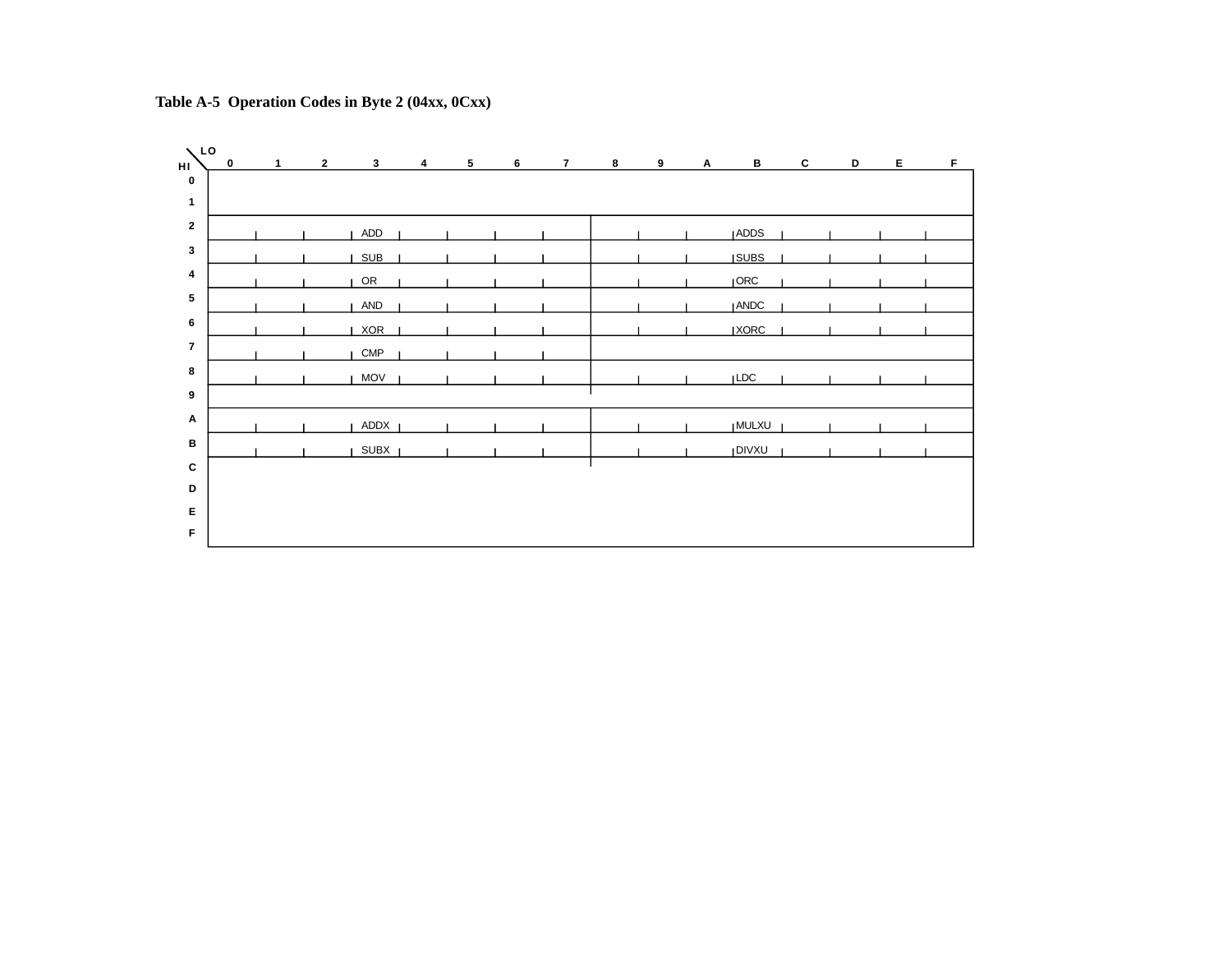**Table A-5 Operation Codes in Byte 2 (04xx, 0Cxx)**

| HI \ LO | 0 | 1 | 2 | 3 | 4 | 5 | 6 | 7 | 8 | 9 | A | B | C | D | E | F |
|---|---|---|---|---|---|---|---|---|---|---|---|---|---|---|---|---|
| 0 | | | | | | | | | | | | | | | | |
| 1 | | | | | | | | | | | | | | | | |
| 2 | ADD | | | | | | | | ADDS | | | | | | | |
| 3 | SUB | | | | | | | | SUBS | | | | | | | |
| 4 | OR | | | | | | | | ORC | | | | | | | |
| 5 | AND | | | | | | | | ANDC | | | | | | | |
| 6 | XOR | | | | | | | | XORC | | | | | | | |
| 7 | CMP | | | | | | | | | | | | | | | |
| 8 | MOV | | | | | | | | LDC | | | | | | | |
| 9 | | | | | | | | | | | | | | | | |
| A | ADDX | | | | | | | | MULXU | | | | | | | |
| B | SUBX | | | | | | | | DIVXU | | | | | | | |
| C | | | | | | | | | | | | | | | | |
| D | | | | | | | | | | | | | | | | |
| E | | | | | | | | | | | | | | | | |
| F | | | | | | | | | | | | | | | | |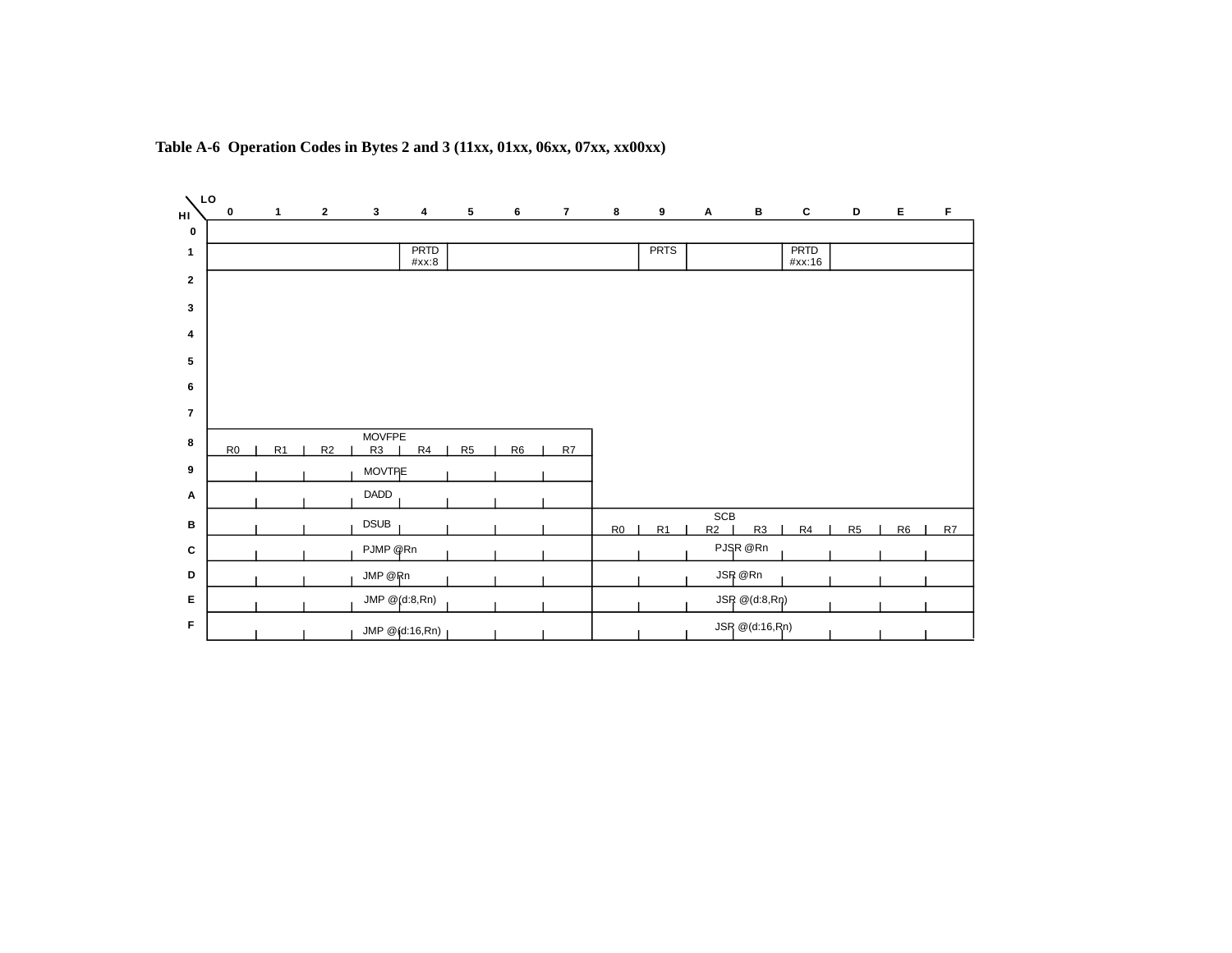**Table A-6 Operation Codes in Bytes 2 and 3 (11xx, 01xx, 06xx, 07xx, xx00xx)**

| HI \ LO | 0 | 1 | 2 | 3 | 4 | 5 | 6 | 7 | 8 | 9 | A | B | C | D | E | F |
|---|---|---|---|---|---|---|---|---|---|---|---|---|---|---|---|---|
| 0 | | | | | | | | | | | | | | | | |
| 1 | | | | | PRTD #xx:8 | | | | | PRTS | | | PRTD #xx:16 | | | |
| 2 | | | | | | | | | | | | | | | | |
| 3 | | | | | | | | | | | | | | | | |
| 4 | | | | | | | | | | | | | | | | |
| 5 | | | | | | | | | | | | | | | | |
| 6 | | | | | | | | | | | | | | | | |
| 7 | | | | | | | | | | | | | | | | |
| 8 | MOVFPE R0 | MOVFPE R1 | MOVFPE R2 | MOVFPE R3 | MOVFPE R4 | MOVFPE R5 | MOVFPE R6 | MOVFPE R7 | | | | | | | | |
| 9 | MOVTPE | MOVTPE | MOVTPE | MOVTPE | MOVTPE | MOVTPE | MOVTPE | MOVTPE | | | | | | | | |
| A | DADD | DADD | DADD | DADD | DADD | DADD | DADD | DADD | | | | | | | | |
| B | DSUB | DSUB | DSUB | DSUB | DSUB | DSUB | DSUB | DSUB | SCB R0 | SCB R1 | SCB R2 | SCB R3 | SCB R4 | SCB R5 | SCB R6 | SCB R7 |
| C | PJMP @Rn | PJMP @Rn | PJMP @Rn | PJMP @Rn | PJMP @Rn | PJMP @Rn | PJMP @Rn | PJMP @Rn | PJSR @Rn | PJSR @Rn | PJSR @Rn | PJSR @Rn | PJSR @Rn | PJSR @Rn | PJSR @Rn | PJSR @Rn |
| D | JMP @Rn | JMP @Rn | JMP @Rn | JMP @Rn | JMP @Rn | JMP @Rn | JMP @Rn | JMP @Rn | JSR @Rn | JSR @Rn | JSR @Rn | JSR @Rn | JSR @Rn | JSR @Rn | JSR @Rn | JSR @Rn |
| E | JMP @(d:8,Rn) | JMP @(d:8,Rn) | JMP @(d:8,Rn) | JMP @(d:8,Rn) | JMP @(d:8,Rn) | JMP @(d:8,Rn) | JMP @(d:8,Rn) | JMP @(d:8,Rn) | JSR @(d:8,Rn) | JSR @(d:8,Rn) | JSR @(d:8,Rn) | JSR @(d:8,Rn) | JSR @(d:8,Rn) | JSR @(d:8,Rn) | JSR @(d:8,Rn) | JSR @(d:8,Rn) |
| F | JMP @(d:16,Rn) | JMP @(d:16,Rn) | JMP @(d:16,Rn) | JMP @(d:16,Rn) | JMP @(d:16,Rn) | JMP @(d:16,Rn) | JMP @(d:16,Rn) | JMP @(d:16,Rn) | JSR @(d:16,Rn) | JSR @(d:16,Rn) | JSR @(d:16,Rn) | JSR @(d:16,Rn) | JSR @(d:16,Rn) | JSR @(d:16,Rn) | JSR @(d:16,Rn) | JSR @(d:16,Rn) |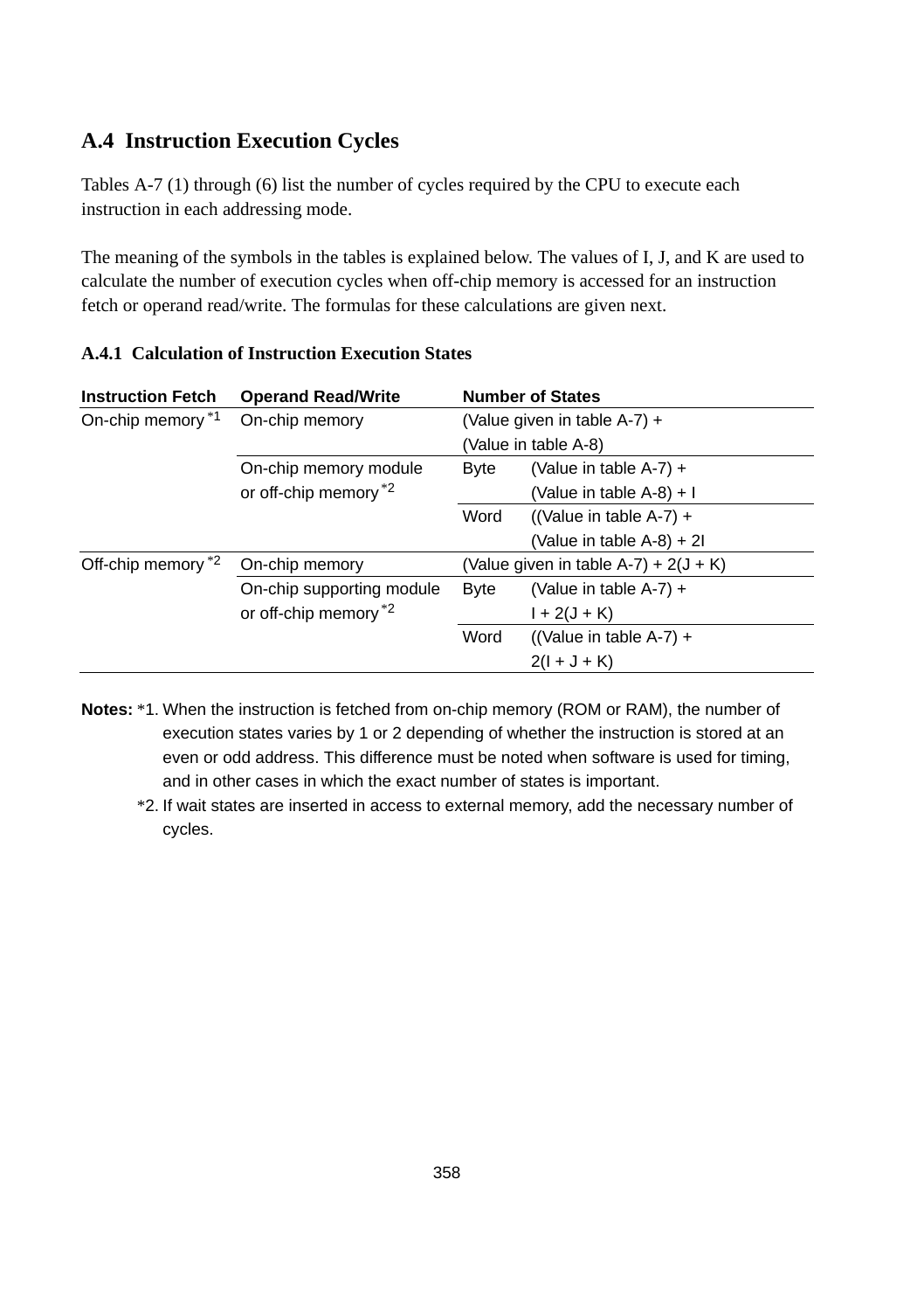## A.4 Instruction Execution Cycles

Tables A-7 (1) through (6) list the number of cycles required by the CPU to execute each instruction in each addressing mode.

The meaning of the symbols in the tables is explained below. The values of I, J, and K are used to calculate the number of execution cycles when off-chip memory is accessed for an instruction fetch or operand read/write. The formulas for these calculations are given next.

### A.4.1 Calculation of Instruction Execution States

| Instruction Fetch | Operand Read/Write | Number of States | |
|---|---|---|---|
| On-chip memory *1 | On-chip memory | (Value given in table A-7) + (Value in table A-8) | |
| | On-chip memory module or off-chip memory *2 | Byte | (Value in table A-7) + (Value in table A-8) + I |
| | | Word | ((Value in table A-7) + (Value in table A-8) + 2I |
| Off-chip memory *2 | On-chip memory | (Value given in table A-7) + 2(J + K) | |
| | On-chip supporting module or off-chip memory *2 | Byte | (Value in table A-7) + I + 2(J + K) |
| | | Word | ((Value in table A-7) + 2(I + J + K) |

**Notes:** *1. When the instruction is fetched from on-chip memory (ROM or RAM), the number of execution states varies by 1 or 2 depending of whether the instruction is stored at an even or odd address. This difference must be noted when software is used for timing, and in other cases in which the exact number of states is important.

*2. If wait states are inserted in access to external memory, add the necessary number of cycles.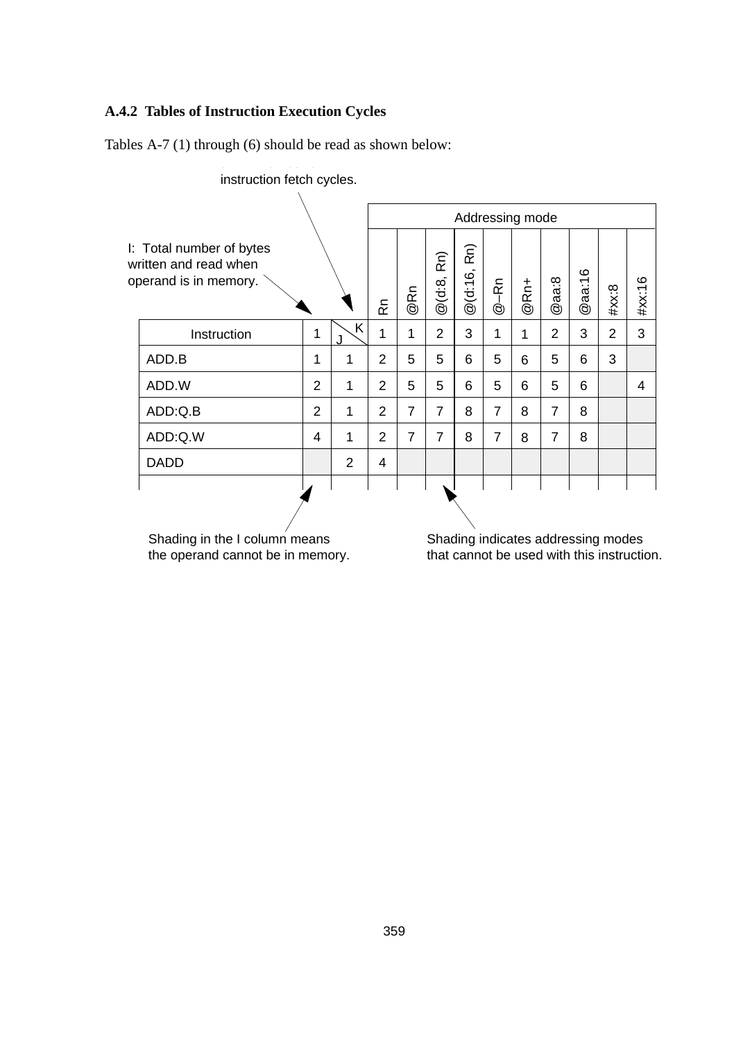### A.4.2 Tables of Instruction Execution Cycles

Tables A-7 (1) through (6) should be read as shown below:

instruction fetch cycles.

I: Total number of bytes written and read when operand is in memory.

| Instruction | I | J \ K | Rn | @Rn | @(d:8, Rn) | @(d:16, Rn) | @–Rn | @Rn+ | @aa:8 | @aa:16 | #xx:8 | #xx:16 |
|---|---|---|---|---|---|---|---|---|---|---|---|---|
| | | | Addressing mode | | | | | | | | | |
| Instruction | 1 | | 1 | 1 | 2 | 3 | 1 | 1 | 2 | 3 | 2 | 3 |
| ADD.B | 1 | 1 | 2 | 5 | 5 | 6 | 5 | 6 | 5 | 6 | 3 | |
| ADD.W | 2 | 1 | 2 | 5 | 5 | 6 | 5 | 6 | 5 | 6 | | 4 |
| ADD:Q.B | 2 | 1 | 2 | 7 | 7 | 8 | 7 | 8 | 7 | 8 | | |
| ADD:Q.W | 4 | 1 | 2 | 7 | 7 | 8 | 7 | 8 | 7 | 8 | | |
| DADD | | 2 | 4 | | | | | | | | | |

Shading in the I column means the operand cannot be in memory.

Shading indicates addressing modes that cannot be used with this instruction.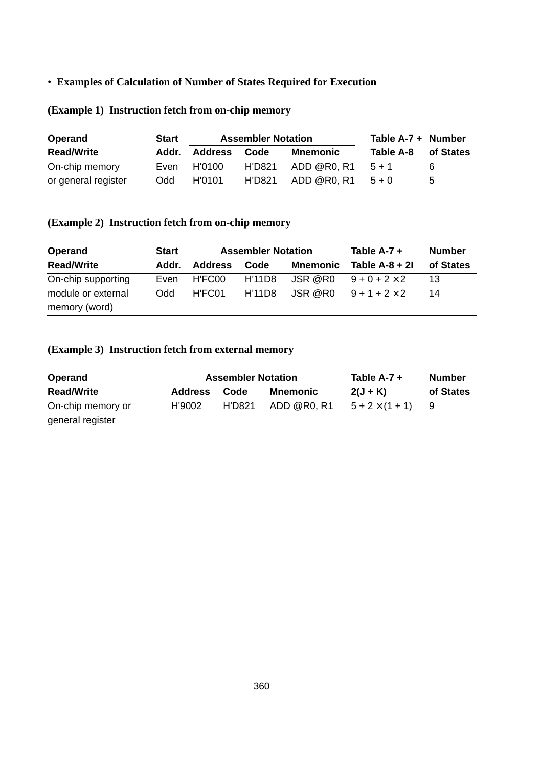- **Examples of Calculation of Number of States Required for Execution**

**(Example 1) Instruction fetch from on-chip memory**

| Operand Read/Write | Start Addr. | Assembler Notation | | | Table A-7 + Table A-8 | Number of States |
|---|---|---|---|---|---|---|
| | | Address | Code | Mnemonic | | |
| On-chip memory | Even | H'0100 | H'D821 | ADD @R0, R1 | 5 + 1 | 6 |
| or general register | Odd | H'0101 | H'D821 | ADD @R0, R1 | 5 + 0 | 5 |

**(Example 2) Instruction fetch from on-chip memory**

| Operand Read/Write | Start Addr. | Assembler Notation | | | Table A-7 + Table A-8 + 2I | Number of States |
|---|---|---|---|---|---|---|
| | | Address | Code | Mnemonic | | |
| On-chip supporting | Even | H'FC00 | H'11D8 | JSR @R0 | 9 + 0 + 2 × 2 | 13 |
| module or external memory (word) | Odd | H'FC01 | H'11D8 | JSR @R0 | 9 + 1 + 2 × 2 | 14 |

**(Example 3) Instruction fetch from external memory**

| Operand Read/Write | Assembler Notation | | | Table A-7 + 2(J + K) | Number of States |
|---|---|---|---|---|---|
| | Address | Code | Mnemonic | | |
| On-chip memory or general register | H'9002 | H'D821 | ADD @R0, R1 | 5 + 2 × (1 + 1) | 9 |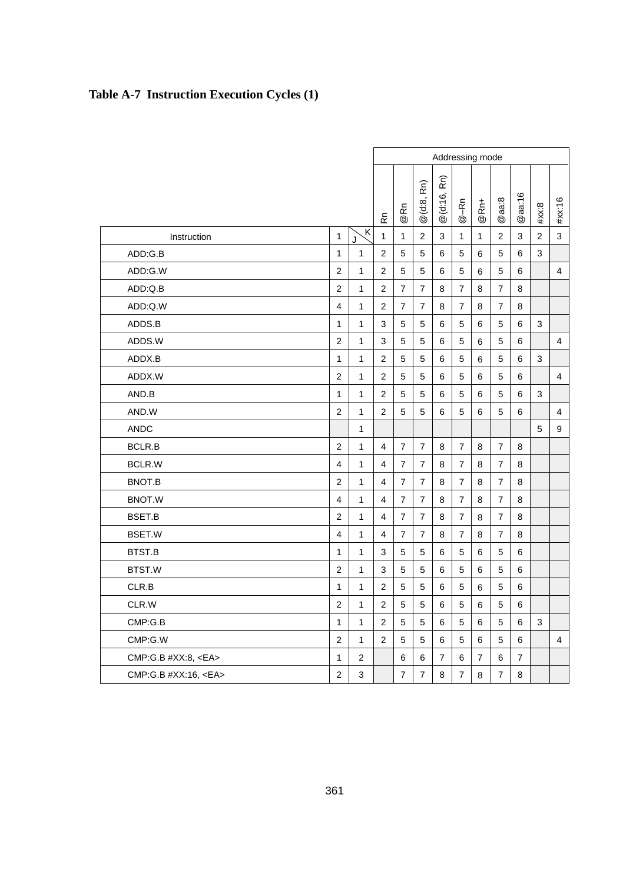**Table A-7 Instruction Execution Cycles (1)**

| | | | Addressing mode | | | | | | | | | |
|---|---|---|---|---|---|---|---|---|---|---|---|---|
| | | | Rn | @Rn | @(d:8, Rn) | @(d:16, Rn) | @–Rn | @Rn+ | @aa:8 | @aa:16 | #xx:8 | #xx:16 |
| Instruction | I | J \ K | 1 | 1 | 2 | 3 | 1 | 1 | 2 | 3 | 2 | 3 |
| ADD:G.B | 1 | 1 | 2 | 5 | 5 | 6 | 5 | 6 | 5 | 6 | 3 | |
| ADD:G.W | 2 | 1 | 2 | 5 | 5 | 6 | 5 | 6 | 5 | 6 | | 4 |
| ADD:Q.B | 2 | 1 | 2 | 7 | 7 | 8 | 7 | 8 | 7 | 8 | | |
| ADD:Q.W | 4 | 1 | 2 | 7 | 7 | 8 | 7 | 8 | 7 | 8 | | |
| ADDS.B | 1 | 1 | 3 | 5 | 5 | 6 | 5 | 6 | 5 | 6 | 3 | |
| ADDS.W | 2 | 1 | 3 | 5 | 5 | 6 | 5 | 6 | 5 | 6 | | 4 |
| ADDX.B | 1 | 1 | 2 | 5 | 5 | 6 | 5 | 6 | 5 | 6 | 3 | |
| ADDX.W | 2 | 1 | 2 | 5 | 5 | 6 | 5 | 6 | 5 | 6 | | 4 |
| AND.B | 1 | 1 | 2 | 5 | 5 | 6 | 5 | 6 | 5 | 6 | 3 | |
| AND.W | 2 | 1 | 2 | 5 | 5 | 6 | 5 | 6 | 5 | 6 | | 4 |
| ANDC | | 1 | | | | | | | | | 5 | 9 |
| BCLR.B | 2 | 1 | 4 | 7 | 7 | 8 | 7 | 8 | 7 | 8 | | |
| BCLR.W | 4 | 1 | 4 | 7 | 7 | 8 | 7 | 8 | 7 | 8 | | |
| BNOT.B | 2 | 1 | 4 | 7 | 7 | 8 | 7 | 8 | 7 | 8 | | |
| BNOT.W | 4 | 1 | 4 | 7 | 7 | 8 | 7 | 8 | 7 | 8 | | |
| BSET.B | 2 | 1 | 4 | 7 | 7 | 8 | 7 | 8 | 7 | 8 | | |
| BSET.W | 4 | 1 | 4 | 7 | 7 | 8 | 7 | 8 | 7 | 8 | | |
| BTST.B | 1 | 1 | 3 | 5 | 5 | 6 | 5 | 6 | 5 | 6 | | |
| BTST.W | 2 | 1 | 3 | 5 | 5 | 6 | 5 | 6 | 5 | 6 | | |
| CLR.B | 1 | 1 | 2 | 5 | 5 | 6 | 5 | 6 | 5 | 6 | | |
| CLR.W | 2 | 1 | 2 | 5 | 5 | 6 | 5 | 6 | 5 | 6 | | |
| CMP:G.B | 1 | 1 | 2 | 5 | 5 | 6 | 5 | 6 | 5 | 6 | 3 | |
| CMP:G.W | 2 | 1 | 2 | 5 | 5 | 6 | 5 | 6 | 5 | 6 | | 4 |
| CMP:G.B #XX:8, <EA> | 1 | 2 | | 6 | 6 | 7 | 6 | 7 | 6 | 7 | | |
| CMP:G.B #XX:16, <EA> | 2 | 3 | | 7 | 7 | 8 | 7 | 8 | 7 | 8 | | |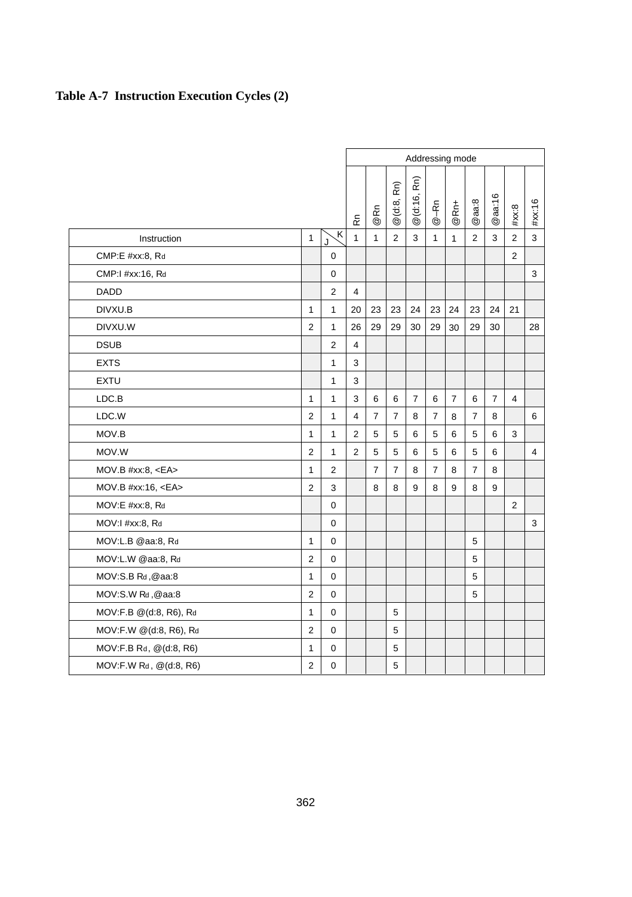## Table A-7 Instruction Execution Cycles (2)

| Instruction | I | J \ K | Rn | @Rn | @(d:8, Rn) | @(d:16, Rn) | @–Rn | @Rn+ | @aa:8 | @aa:16 | #xx:8 | #xx:16 |
|---|---|---|---|---|---|---|---|---|---|---|---|---|
| | | | **Addressing mode** | | | | | | | | | |
| | | | 1 | 1 | 2 | 3 | 1 | 1 | 2 | 3 | 2 | 3 |
| CMP:E #xx:8, Rd | | 0 | | | | | | | | | 2 | |
| CMP:I #xx:16, Rd | | 0 | | | | | | | | | | 3 |
| DADD | | 2 | 4 | | | | | | | | | |
| DIVXU.B | 1 | 1 | 20 | 23 | 23 | 24 | 23 | 24 | 23 | 24 | 21 | |
| DIVXU.W | 2 | 1 | 26 | 29 | 29 | 30 | 29 | 30 | 29 | 30 | | 28 |
| DSUB | | 2 | 4 | | | | | | | | | |
| EXTS | | 1 | 3 | | | | | | | | | |
| EXTU | | 1 | 3 | | | | | | | | | |
| LDC.B | 1 | 1 | 3 | 6 | 6 | 7 | 6 | 7 | 6 | 7 | 4 | |
| LDC.W | 2 | 1 | 4 | 7 | 7 | 8 | 7 | 8 | 7 | 8 | | 6 |
| MOV.B | 1 | 1 | 2 | 5 | 5 | 6 | 5 | 6 | 5 | 6 | 3 | |
| MOV.W | 2 | 1 | 2 | 5 | 5 | 6 | 5 | 6 | 5 | 6 | | 4 |
| MOV.B #xx:8, <EA> | 1 | 2 | | 7 | 7 | 8 | 7 | 8 | 7 | 8 | | |
| MOV.B #xx:16, <EA> | 2 | 3 | | 8 | 8 | 9 | 8 | 9 | 8 | 9 | | |
| MOV:E #xx:8, Rd | | 0 | | | | | | | | | 2 | |
| MOV:I #xx:8, Rd | | 0 | | | | | | | | | | 3 |
| MOV:L.B @aa:8, Rd | 1 | 0 | | | | | | | 5 | | | |
| MOV:L.W @aa:8, Rd | 2 | 0 | | | | | | | 5 | | | |
| MOV:S.B Rd ,@aa:8 | 1 | 0 | | | | | | | 5 | | | |
| MOV:S.W Rd ,@aa:8 | 2 | 0 | | | | | | | 5 | | | |
| MOV:F.B @(d:8, R6), Rd | 1 | 0 | | | 5 | | | | | | | |
| MOV:F.W @(d:8, R6), Rd | 2 | 0 | | | 5 | | | | | | | |
| MOV:F.B Rd , @(d:8, R6) | 1 | 0 | | | 5 | | | | | | | |
| MOV:F.W Rd , @(d:8, R6) | 2 | 0 | | | 5 | | | | | | | |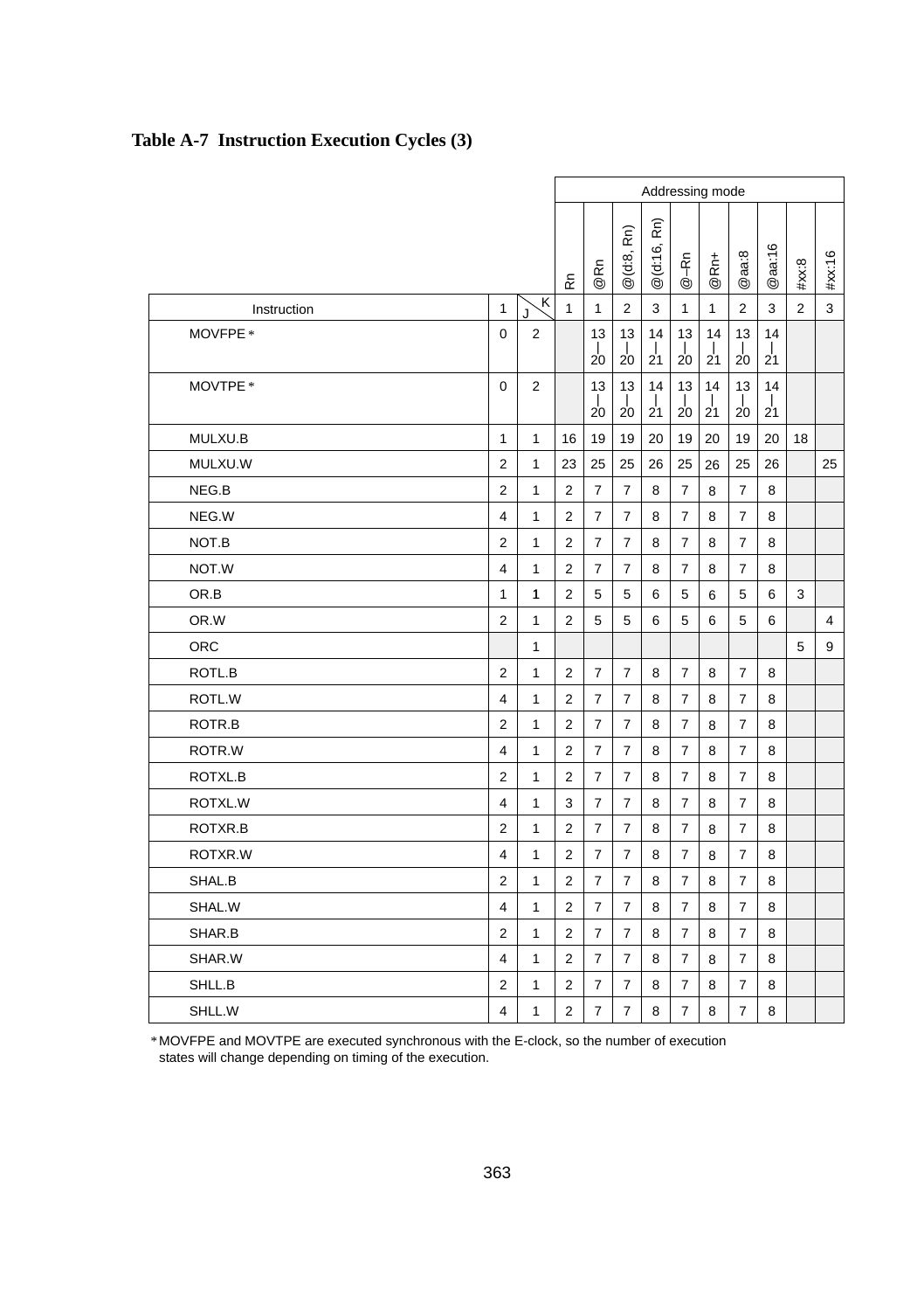### Table A-7 Instruction Execution Cycles (3)

| | | | Addressing mode | | | | | | | | | |
|---|---|---|---|---|---|---|---|---|---|---|---|---|
| | | | Rn | @Rn | @(d:8, Rn) | @(d:16, Rn) | @–Rn | @Rn+ | @aa:8 | @aa:16 | #xx:8 | #xx:16 |
| Instruction | I | J \ K | 1 | 1 | 2 | 3 | 1 | 1 | 2 | 3 | 2 | 3 |
| MOVFPE * | 0 | 2 | | 13–20 | 13–20 | 14–21 | 13–20 | 14–21 | 13–20 | 14–21 | | |
| MOVTPE * | 0 | 2 | | 13–20 | 13–20 | 14–21 | 13–20 | 14–21 | 13–20 | 14–21 | | |
| MULXU.B | 1 | 1 | 16 | 19 | 19 | 20 | 19 | 20 | 19 | 20 | 18 | |
| MULXU.W | 2 | 1 | 23 | 25 | 25 | 26 | 25 | 26 | 25 | 26 | | 25 |
| NEG.B | 2 | 1 | 2 | 7 | 7 | 8 | 7 | 8 | 7 | 8 | | |
| NEG.W | 4 | 1 | 2 | 7 | 7 | 8 | 7 | 8 | 7 | 8 | | |
| NOT.B | 2 | 1 | 2 | 7 | 7 | 8 | 7 | 8 | 7 | 8 | | |
| NOT.W | 4 | 1 | 2 | 7 | 7 | 8 | 7 | 8 | 7 | 8 | | |
| OR.B | 1 | 1 | 2 | 5 | 5 | 6 | 5 | 6 | 5 | 6 | 3 | |
| OR.W | 2 | 1 | 2 | 5 | 5 | 6 | 5 | 6 | 5 | 6 | | 4 |
| ORC | | 1 | | | | | | | | | 5 | 9 |
| ROTL.B | 2 | 1 | 2 | 7 | 7 | 8 | 7 | 8 | 7 | 8 | | |
| ROTL.W | 4 | 1 | 2 | 7 | 7 | 8 | 7 | 8 | 7 | 8 | | |
| ROTR.B | 2 | 1 | 2 | 7 | 7 | 8 | 7 | 8 | 7 | 8 | | |
| ROTR.W | 4 | 1 | 2 | 7 | 7 | 8 | 7 | 8 | 7 | 8 | | |
| ROTXL.B | 2 | 1 | 2 | 7 | 7 | 8 | 7 | 8 | 7 | 8 | | |
| ROTXL.W | 4 | 1 | 3 | 7 | 7 | 8 | 7 | 8 | 7 | 8 | | |
| ROTXR.B | 2 | 1 | 2 | 7 | 7 | 8 | 7 | 8 | 7 | 8 | | |
| ROTXR.W | 4 | 1 | 2 | 7 | 7 | 8 | 7 | 8 | 7 | 8 | | |
| SHAL.B | 2 | 1 | 2 | 7 | 7 | 8 | 7 | 8 | 7 | 8 | | |
| SHAL.W | 4 | 1 | 2 | 7 | 7 | 8 | 7 | 8 | 7 | 8 | | |
| SHAR.B | 2 | 1 | 2 | 7 | 7 | 8 | 7 | 8 | 7 | 8 | | |
| SHAR.W | 4 | 1 | 2 | 7 | 7 | 8 | 7 | 8 | 7 | 8 | | |
| SHLL.B | 2 | 1 | 2 | 7 | 7 | 8 | 7 | 8 | 7 | 8 | | |
| SHLL.W | 4 | 1 | 2 | 7 | 7 | 8 | 7 | 8 | 7 | 8 | | |

* MOVFPE and MOVTPE are executed synchronous with the E-clock, so the number of execution states will change depending on timing of the execution.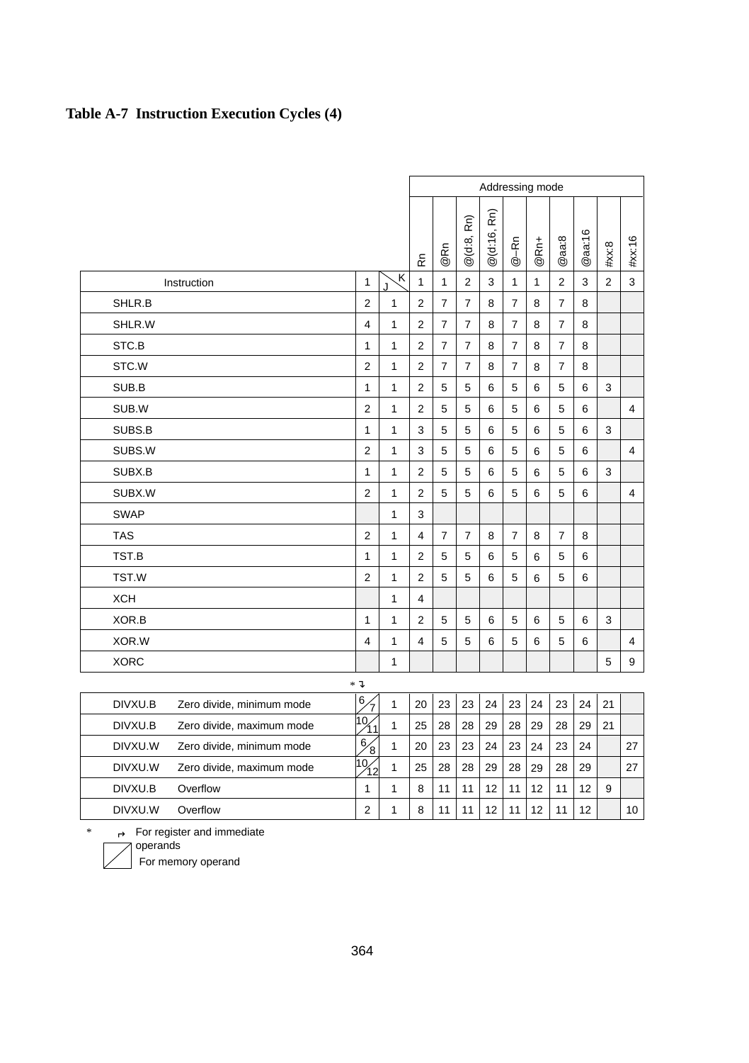**Table A-7 Instruction Execution Cycles (4)**

| Instruction | I | J \ K | Rn | @Rn | @(d:8, Rn) | @(d:16, Rn) | @–Rn | @Rn+ | @aa:8 | @aa:16 | #xx:8 | #xx:16 |
|---|---|---|---|---|---|---|---|---|---|---|---|---|
| | | | Addressing mode | | | | | | | | | |
| | I | | 1 | 1 | 2 | 3 | 1 | 1 | 2 | 3 | 2 | 3 |
| SHLR.B | 2 | 1 | 2 | 7 | 7 | 8 | 7 | 8 | 7 | 8 | | |
| SHLR.W | 4 | 1 | 2 | 7 | 7 | 8 | 7 | 8 | 7 | 8 | | |
| STC.B | 1 | 1 | 2 | 7 | 7 | 8 | 7 | 8 | 7 | 8 | | |
| STC.W | 2 | 1 | 2 | 7 | 7 | 8 | 7 | 8 | 7 | 8 | | |
| SUB.B | 1 | 1 | 2 | 5 | 5 | 6 | 5 | 6 | 5 | 6 | 3 | |
| SUB.W | 2 | 1 | 2 | 5 | 5 | 6 | 5 | 6 | 5 | 6 | | 4 |
| SUBS.B | 1 | 1 | 3 | 5 | 5 | 6 | 5 | 6 | 5 | 6 | 3 | |
| SUBS.W | 2 | 1 | 3 | 5 | 5 | 6 | 5 | 6 | 5 | 6 | | 4 |
| SUBX.B | 1 | 1 | 2 | 5 | 5 | 6 | 5 | 6 | 5 | 6 | 3 | |
| SUBX.W | 2 | 1 | 2 | 5 | 5 | 6 | 5 | 6 | 5 | 6 | | 4 |
| SWAP | | 1 | 3 | | | | | | | | | |
| TAS | 2 | 1 | 4 | 7 | 7 | 8 | 7 | 8 | 7 | 8 | | |
| TST.B | 1 | 1 | 2 | 5 | 5 | 6 | 5 | 6 | 5 | 6 | | |
| TST.W | 2 | 1 | 2 | 5 | 5 | 6 | 5 | 6 | 5 | 6 | | |
| XCH | | 1 | 4 | | | | | | | | | |
| XOR.B | 1 | 1 | 2 | 5 | 5 | 6 | 5 | 6 | 5 | 6 | 3 | |
| XOR.W | 4 | 1 | 4 | 5 | 5 | 6 | 5 | 6 | 5 | 6 | | 4 |
| XORC | | 1 | | | | | | | | | 5 | 9 |

| Instruction | | I * | J | Rn | @Rn | @(d:8, Rn) | @(d:16, Rn) | @–Rn | @Rn+ | @aa:8 | @aa:16 | #xx:8 | #xx:16 |
|---|---|---|---|---|---|---|---|---|---|---|---|---|---|
| DIVXU.B | Zero divide, minimum mode | 6 / 7 | 1 | 20 | 23 | 23 | 24 | 23 | 24 | 23 | 24 | 21 | |
| DIVXU.B | Zero divide, maximum mode | 10 / 11 | 1 | 25 | 28 | 28 | 29 | 28 | 29 | 28 | 29 | 21 | |
| DIVXU.W | Zero divide, minimum mode | 6 / 8 | 1 | 20 | 23 | 23 | 24 | 23 | 24 | 23 | 24 | | 27 |
| DIVXU.W | Zero divide, maximum mode | 10 / 12 | 1 | 25 | 28 | 28 | 29 | 28 | 29 | 28 | 29 | | 27 |
| DIVXU.B | Overflow | 1 | 1 | 8 | 11 | 11 | 12 | 11 | 12 | 11 | 12 | 9 | |
| DIVXU.W | Overflow | 2 | 1 | 8 | 11 | 11 | 12 | 11 | 12 | 11 | 12 | | 10 |

\* Upper left: For register and immediate operands
Lower right: For memory operand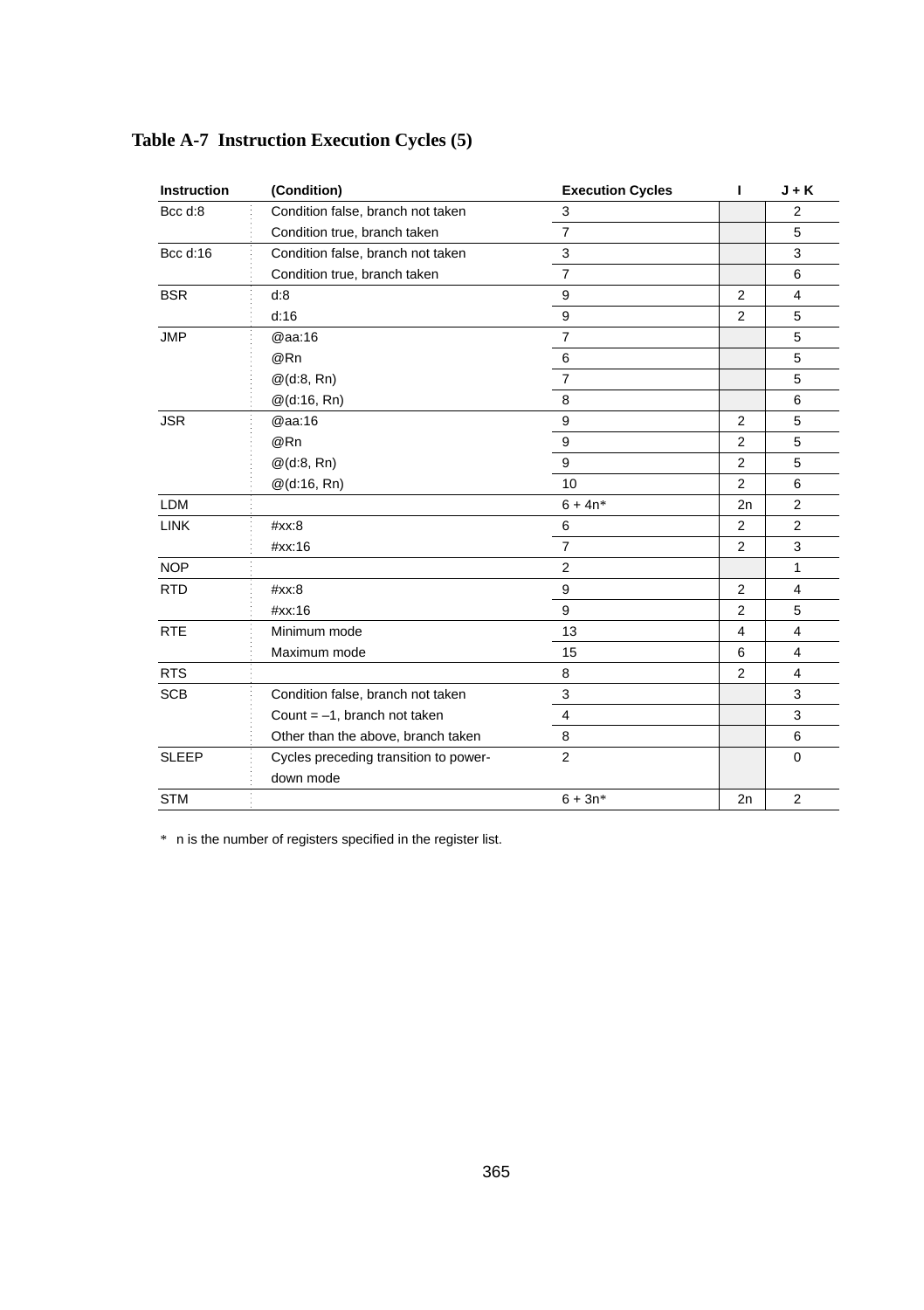**Table A-7 Instruction Execution Cycles (5)**

| Instruction | (Condition) | Execution Cycles | I | J + K |
|---|---|---|---|---|
| Bcc d:8 | Condition false, branch not taken | 3 | | 2 |
| | Condition true, branch taken | 7 | | 5 |
| Bcc d:16 | Condition false, branch not taken | 3 | | 3 |
| | Condition true, branch taken | 7 | | 6 |
| BSR | d:8 | 9 | 2 | 4 |
| | d:16 | 9 | 2 | 5 |
| JMP | @aa:16 | 7 | | 5 |
| | @Rn | 6 | | 5 |
| | @(d:8, Rn) | 7 | | 5 |
| | @(d:16, Rn) | 8 | | 6 |
| JSR | @aa:16 | 9 | 2 | 5 |
| | @Rn | 9 | 2 | 5 |
| | @(d:8, Rn) | 9 | 2 | 5 |
| | @(d:16, Rn) | 10 | 2 | 6 |
| LDM | | 6 + 4n* | 2n | 2 |
| LINK | #xx:8 | 6 | 2 | 2 |
| | #xx:16 | 7 | 2 | 3 |
| NOP | | 2 | | 1 |
| RTD | #xx:8 | 9 | 2 | 4 |
| | #xx:16 | 9 | 2 | 5 |
| RTE | Minimum mode | 13 | 4 | 4 |
| | Maximum mode | 15 | 6 | 4 |
| RTS | | 8 | 2 | 4 |
| SCB | Condition false, branch not taken | 3 | | 3 |
| | Count = –1, branch not taken | 4 | | 3 |
| | Other than the above, branch taken | 8 | | 6 |
| SLEEP | Cycles preceding transition to power-down mode | 2 | | 0 |
| STM | | 6 + 3n* | 2n | 2 |

\* n is the number of registers specified in the register list.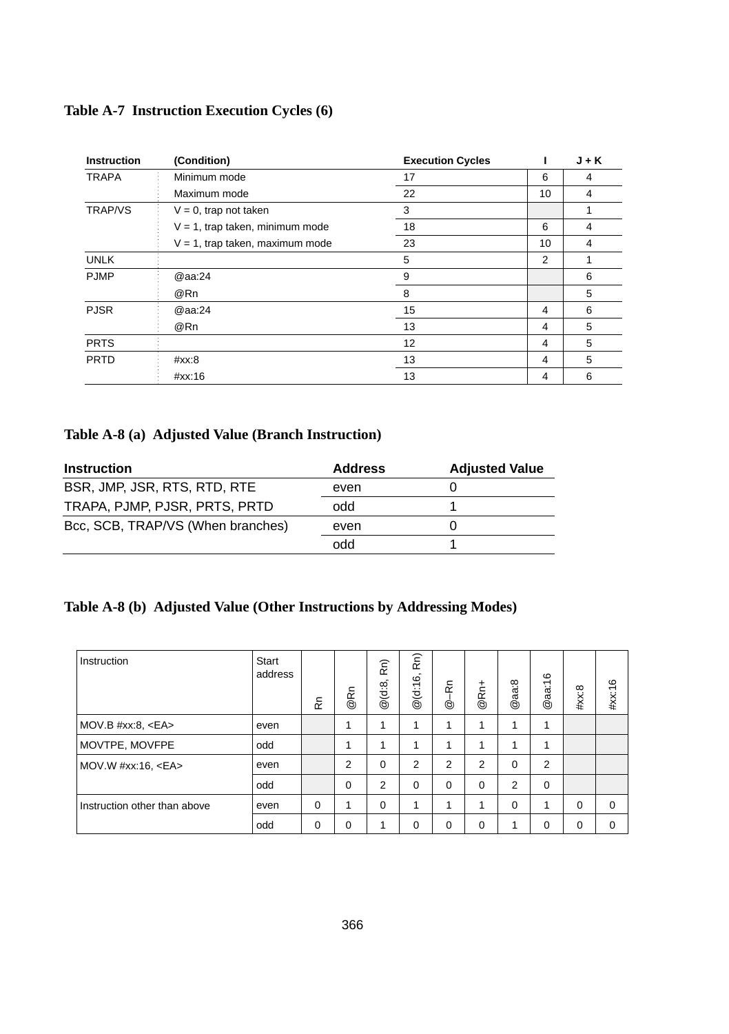## Table A-7 Instruction Execution Cycles (6)

| Instruction | (Condition) | Execution Cycles | I | J + K |
|---|---|---|---|---|
| TRAPA | Minimum mode | 17 | 6 | 4 |
| | Maximum mode | 22 | 10 | 4 |
| TRAP/VS | V = 0, trap not taken | 3 | | 1 |
| | V = 1, trap taken, minimum mode | 18 | 6 | 4 |
| | V = 1, trap taken, maximum mode | 23 | 10 | 4 |
| UNLK | | 5 | 2 | 1 |
| PJMP | @aa:24 | 9 | | 6 |
| | @Rn | 8 | | 5 |
| PJSR | @aa:24 | 15 | 4 | 6 |
| | @Rn | 13 | 4 | 5 |
| PRTS | | 12 | 4 | 5 |
| PRTD | #xx:8 | 13 | 4 | 5 |
| | #xx:16 | 13 | 4 | 6 |

## Table A-8 (a) Adjusted Value (Branch Instruction)

| Instruction | Address | Adjusted Value |
|---|---|---|
| BSR, JMP, JSR, RTS, RTD, RTE | even | 0 |
| TRAPA, PJMP, PJSR, PRTS, PRTD | odd | 1 |
| Bcc, SCB, TRAP/VS (When branches) | even | 0 |
| | odd | 1 |

## Table A-8 (b) Adjusted Value (Other Instructions by Addressing Modes)

| Instruction | Start address | Rn | @Rn | @(d:8, Rn) | @(d:16, Rn) | @–Rn | @Rn+ | @aa:8 | @aa:16 | #xx:8 | #xx:16 |
|---|---|---|---|---|---|---|---|---|---|---|---|
| MOV.B #xx:8, <EA> | even | | 1 | 1 | 1 | 1 | 1 | 1 | 1 | | |
| MOVTPE, MOVFPE | odd | | 1 | 1 | 1 | 1 | 1 | 1 | 1 | | |
| MOV.W #xx:16, <EA> | even | | 2 | 0 | 2 | 2 | 2 | 0 | 2 | | |
| | odd | | 0 | 2 | 0 | 0 | 0 | 2 | 0 | | |
| Instruction other than above | even | 0 | 1 | 0 | 1 | 1 | 1 | 0 | 1 | 0 | 0 |
| | odd | 0 | 0 | 1 | 0 | 0 | 0 | 1 | 0 | 0 | 0 |